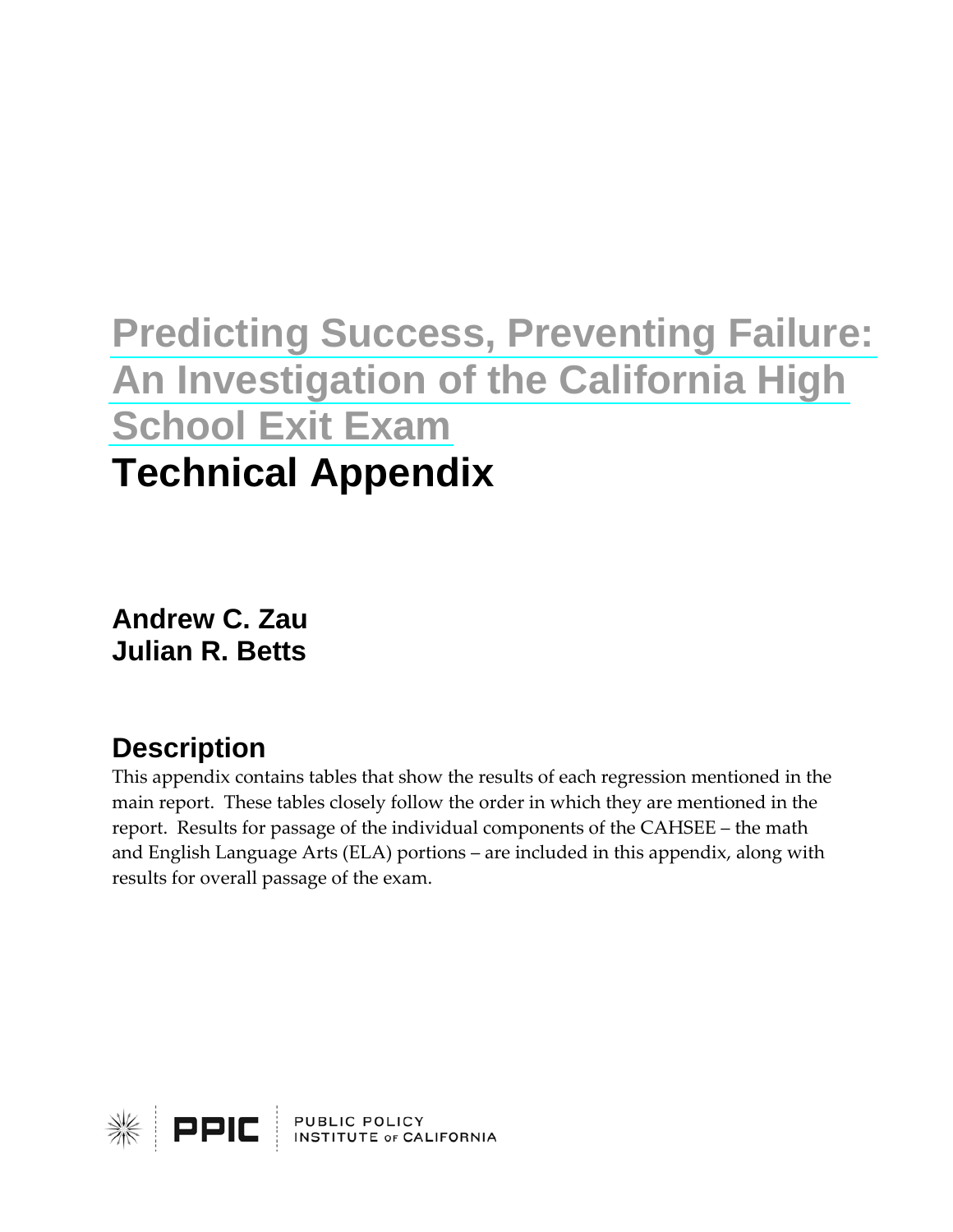# Predicting Success, Preventing Failure: An Investigation of the California High School Exit Exam

# Technical Appendix

**Andrew C. Zau**
**Julian R. Betts**

## Description

This appendix contains tables that show the results of each regression mentioned in the main report. These tables closely follow the order in which they are mentioned in the report. Results for passage of the individual components of the CAHSEE – the math and English Language Arts (ELA) portions – are included in this appendix, along with results for overall passage of the exam.

PPIC PUBLIC POLICY INSTITUTE OF CALIFORNIA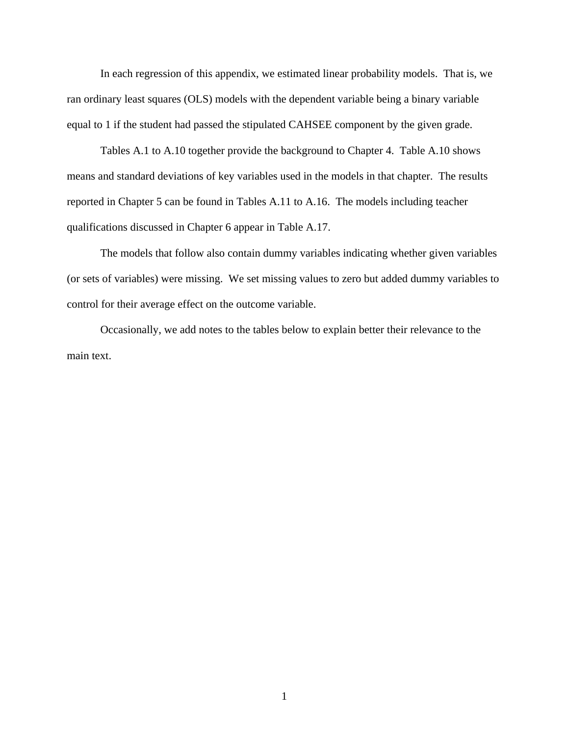In each regression of this appendix, we estimated linear probability models. That is, we ran ordinary least squares (OLS) models with the dependent variable being a binary variable equal to 1 if the student had passed the stipulated CAHSEE component by the given grade.

Tables A.1 to A.10 together provide the background to Chapter 4. Table A.10 shows means and standard deviations of key variables used in the models in that chapter. The results reported in Chapter 5 can be found in Tables A.11 to A.16. The models including teacher qualifications discussed in Chapter 6 appear in Table A.17.

The models that follow also contain dummy variables indicating whether given variables (or sets of variables) were missing. We set missing values to zero but added dummy variables to control for their average effect on the outcome variable.

Occasionally, we add notes to the tables below to explain better their relevance to the main text.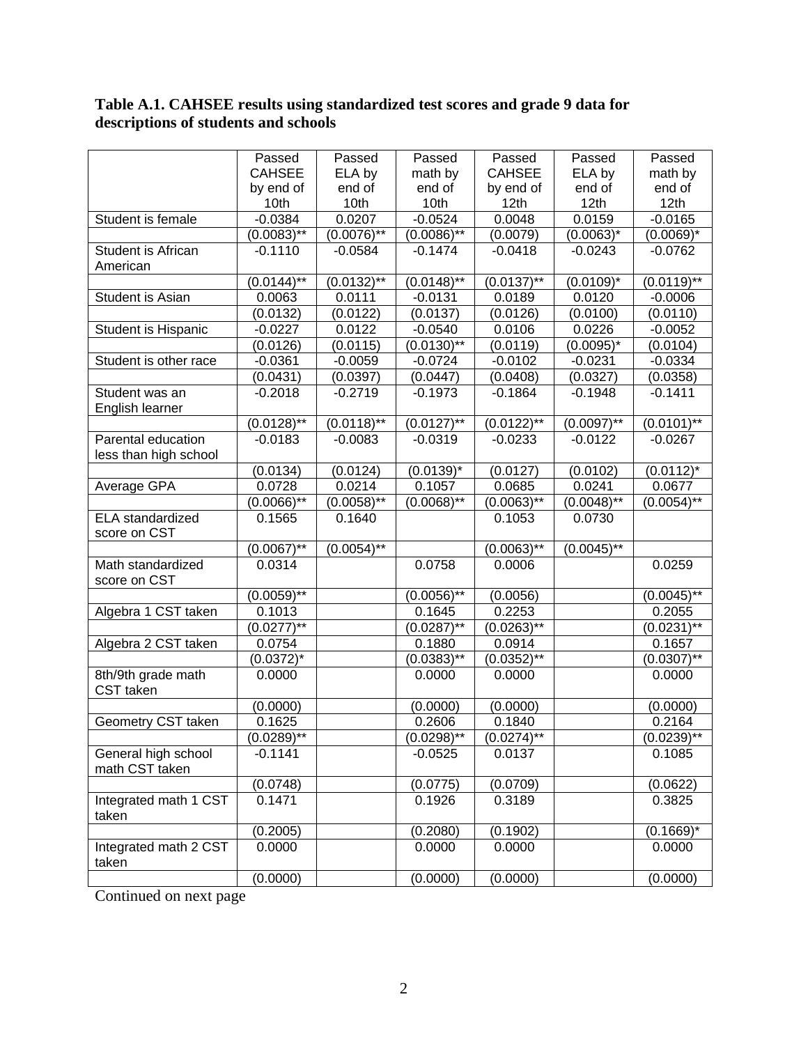**Table A.1. CAHSEE results using standardized test scores and grade 9 data for descriptions of students and schools**

| | Passed CAHSEE by end of 10th | Passed ELA by end of 10th | Passed math by end of 10th | Passed CAHSEE by end of 12th | Passed ELA by end of 12th | Passed math by end of 12th |
|---|---|---|---|---|---|---|
| Student is female | -0.0384 | 0.0207 | -0.0524 | 0.0048 | 0.0159 | -0.0165 |
| | (0.0083)** | (0.0076)** | (0.0086)** | (0.0079) | (0.0063)* | (0.0069)* |
| Student is African American | -0.1110 | -0.0584 | -0.1474 | -0.0418 | -0.0243 | -0.0762 |
| | (0.0144)** | (0.0132)** | (0.0148)** | (0.0137)** | (0.0109)* | (0.0119)** |
| Student is Asian | 0.0063 | 0.0111 | -0.0131 | 0.0189 | 0.0120 | -0.0006 |
| | (0.0132) | (0.0122) | (0.0137) | (0.0126) | (0.0100) | (0.0110) |
| Student is Hispanic | -0.0227 | 0.0122 | -0.0540 | 0.0106 | 0.0226 | -0.0052 |
| | (0.0126) | (0.0115) | (0.0130)** | (0.0119) | (0.0095)* | (0.0104) |
| Student is other race | -0.0361 | -0.0059 | -0.0724 | -0.0102 | -0.0231 | -0.0334 |
| | (0.0431) | (0.0397) | (0.0447) | (0.0408) | (0.0327) | (0.0358) |
| Student was an English learner | -0.2018 | -0.2719 | -0.1973 | -0.1864 | -0.1948 | -0.1411 |
| | (0.0128)** | (0.0118)** | (0.0127)** | (0.0122)** | (0.0097)** | (0.0101)** |
| Parental education less than high school | -0.0183 | -0.0083 | -0.0319 | -0.0233 | -0.0122 | -0.0267 |
| | (0.0134) | (0.0124) | (0.0139)* | (0.0127) | (0.0102) | (0.0112)* |
| Average GPA | 0.0728 | 0.0214 | 0.1057 | 0.0685 | 0.0241 | 0.0677 |
| | (0.0066)** | (0.0058)** | (0.0068)** | (0.0063)** | (0.0048)** | (0.0054)** |
| ELA standardized score on CST | 0.1565 | 0.1640 | | 0.1053 | 0.0730 | |
| | (0.0067)** | (0.0054)** | | (0.0063)** | (0.0045)** | |
| Math standardized score on CST | 0.0314 | | 0.0758 | 0.0006 | | 0.0259 |
| | (0.0059)** | | (0.0056)** | (0.0056) | | (0.0045)** |
| Algebra 1 CST taken | 0.1013 | | 0.1645 | 0.2253 | | 0.2055 |
| | (0.0277)** | | (0.0287)** | (0.0263)** | | (0.0231)** |
| Algebra 2 CST taken | 0.0754 | | 0.1880 | 0.0914 | | 0.1657 |
| | (0.0372)* | | (0.0383)** | (0.0352)** | | (0.0307)** |
| 8th/9th grade math CST taken | 0.0000 | | 0.0000 | 0.0000 | | 0.0000 |
| | (0.0000) | | (0.0000) | (0.0000) | | (0.0000) |
| Geometry CST taken | 0.1625 | | 0.2606 | 0.1840 | | 0.2164 |
| | (0.0289)** | | (0.0298)** | (0.0274)** | | (0.0239)** |
| General high school math CST taken | -0.1141 | | -0.0525 | 0.0137 | | 0.1085 |
| | (0.0748) | | (0.0775) | (0.0709) | | (0.0622) |
| Integrated math 1 CST taken | 0.1471 | | 0.1926 | 0.3189 | | 0.3825 |
| | (0.2005) | | (0.2080) | (0.1902) | | (0.1669)* |
| Integrated math 2 CST taken | 0.0000 | | 0.0000 | 0.0000 | | 0.0000 |
| | (0.0000) | | (0.0000) | (0.0000) | | (0.0000) |

Continued on next page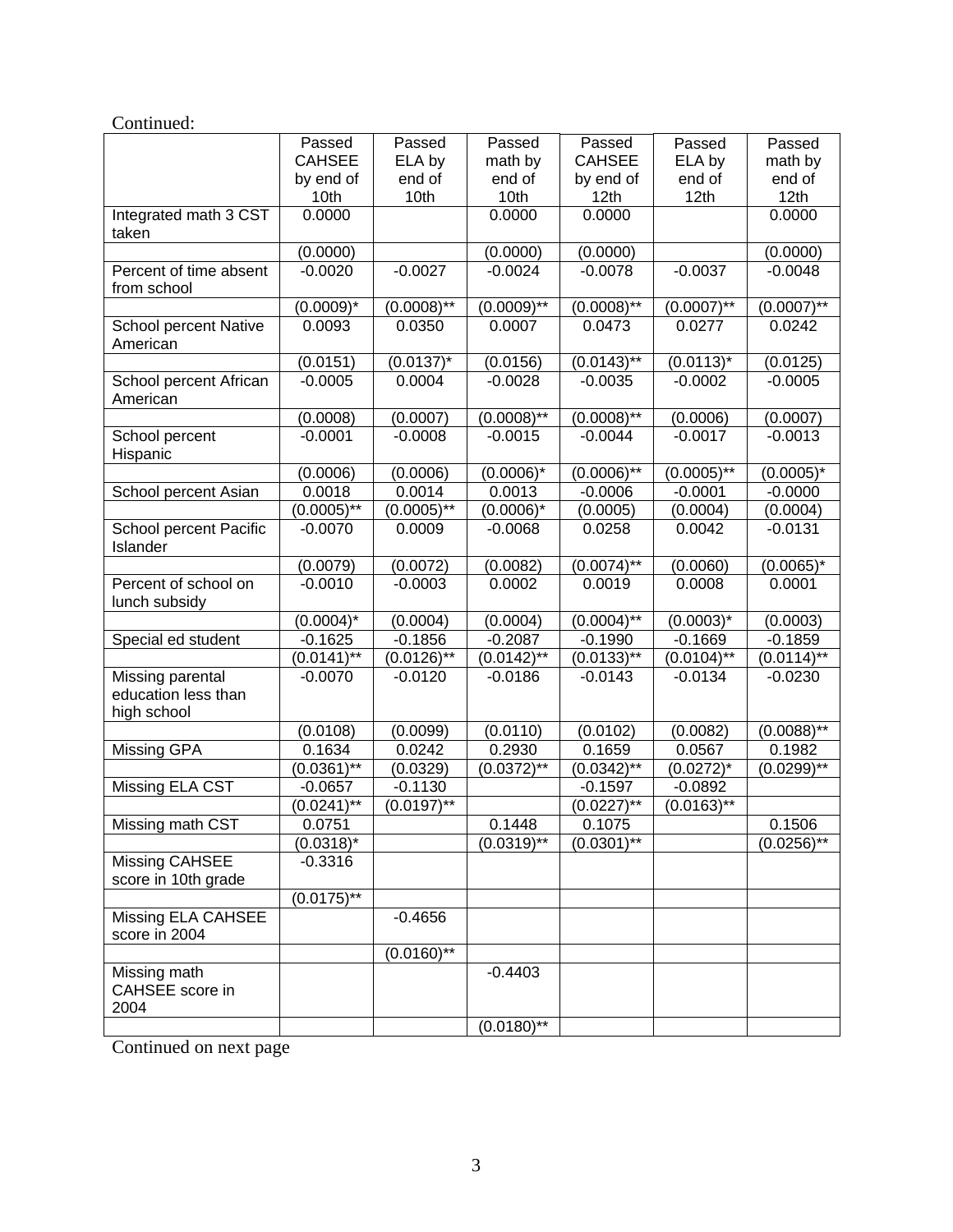Continued:

| | Passed CAHSEE by end of 10th | Passed ELA by end of 10th | Passed math by end of 10th | Passed CAHSEE by end of 12th | Passed ELA by end of 12th | Passed math by end of 12th |
|---|---|---|---|---|---|---|
| Integrated math 3 CST taken | 0.0000 | | 0.0000 | 0.0000 | | 0.0000 |
| | (0.0000) | | (0.0000) | (0.0000) | | (0.0000) |
| Percent of time absent from school | -0.0020 | -0.0027 | -0.0024 | -0.0078 | -0.0037 | -0.0048 |
| | (0.0009)* | (0.0008)** | (0.0009)** | (0.0008)** | (0.0007)** | (0.0007)** |
| School percent Native American | 0.0093 | 0.0350 | 0.0007 | 0.0473 | 0.0277 | 0.0242 |
| | (0.0151) | (0.0137)* | (0.0156) | (0.0143)** | (0.0113)* | (0.0125) |
| School percent African American | -0.0005 | 0.0004 | -0.0028 | -0.0035 | -0.0002 | -0.0005 |
| | (0.0008) | (0.0007) | (0.0008)** | (0.0008)** | (0.0006) | (0.0007) |
| School percent Hispanic | -0.0001 | -0.0008 | -0.0015 | -0.0044 | -0.0017 | -0.0013 |
| | (0.0006) | (0.0006) | (0.0006)* | (0.0006)** | (0.0005)** | (0.0005)* |
| School percent Asian | 0.0018 | 0.0014 | 0.0013 | -0.0006 | -0.0001 | -0.0000 |
| | (0.0005)** | (0.0005)** | (0.0006)* | (0.0005) | (0.0004) | (0.0004) |
| School percent Pacific Islander | -0.0070 | 0.0009 | -0.0068 | 0.0258 | 0.0042 | -0.0131 |
| | (0.0079) | (0.0072) | (0.0082) | (0.0074)** | (0.0060) | (0.0065)* |
| Percent of school on lunch subsidy | -0.0010 | -0.0003 | 0.0002 | 0.0019 | 0.0008 | 0.0001 |
| | (0.0004)* | (0.0004) | (0.0004) | (0.0004)** | (0.0003)* | (0.0003) |
| Special ed student | -0.1625 | -0.1856 | -0.2087 | -0.1990 | -0.1669 | -0.1859 |
| | (0.0141)** | (0.0126)** | (0.0142)** | (0.0133)** | (0.0104)** | (0.0114)** |
| Missing parental education less than high school | -0.0070 | -0.0120 | -0.0186 | -0.0143 | -0.0134 | -0.0230 |
| | (0.0108) | (0.0099) | (0.0110) | (0.0102) | (0.0082) | (0.0088)** |
| Missing GPA | 0.1634 | 0.0242 | 0.2930 | 0.1659 | 0.0567 | 0.1982 |
| | (0.0361)** | (0.0329) | (0.0372)** | (0.0342)** | (0.0272)* | (0.0299)** |
| Missing ELA CST | -0.0657 | -0.1130 | | -0.1597 | -0.0892 | |
| | (0.0241)** | (0.0197)** | | (0.0227)** | (0.0163)** | |
| Missing math CST | 0.0751 | | 0.1448 | 0.1075 | | 0.1506 |
| | (0.0318)* | | (0.0319)** | (0.0301)** | | (0.0256)** |
| Missing CAHSEE score in 10th grade | -0.3316 | | | | | |
| | (0.0175)** | | | | | |
| Missing ELA CAHSEE score in 2004 | | -0.4656 | | | | |
| | | (0.0160)** | | | | |
| Missing math CAHSEE score in 2004 | | | -0.4403 | | | |
| | | | (0.0180)** | | | |

Continued on next page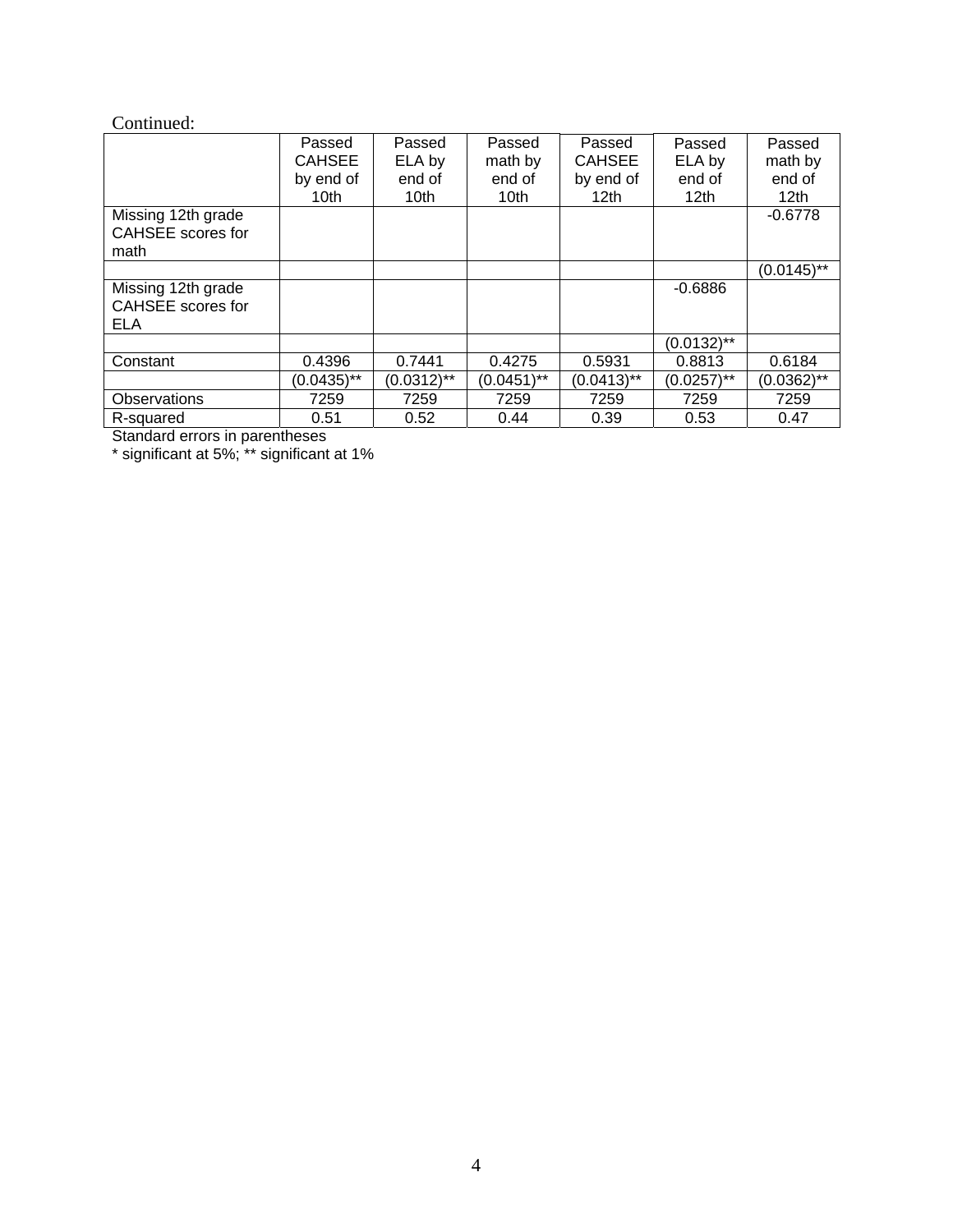Continued:

| | Passed CAHSEE by end of 10th | Passed ELA by end of 10th | Passed math by end of 10th | Passed CAHSEE by end of 12th | Passed ELA by end of 12th | Passed math by end of 12th |
|---|---|---|---|---|---|---|
| Missing 12th grade CAHSEE scores for math | | | | | | -0.6778 |
| | | | | | | (0.0145)** |
| Missing 12th grade CAHSEE scores for ELA | | | | | -0.6886 | |
| | | | | | (0.0132)** | |
| Constant | 0.4396 | 0.7441 | 0.4275 | 0.5931 | 0.8813 | 0.6184 |
| | (0.0435)** | (0.0312)** | (0.0451)** | (0.0413)** | (0.0257)** | (0.0362)** |
| Observations | 7259 | 7259 | 7259 | 7259 | 7259 | 7259 |
| R-squared | 0.51 | 0.52 | 0.44 | 0.39 | 0.53 | 0.47 |

Standard errors in parentheses

* significant at 5%; ** significant at 1%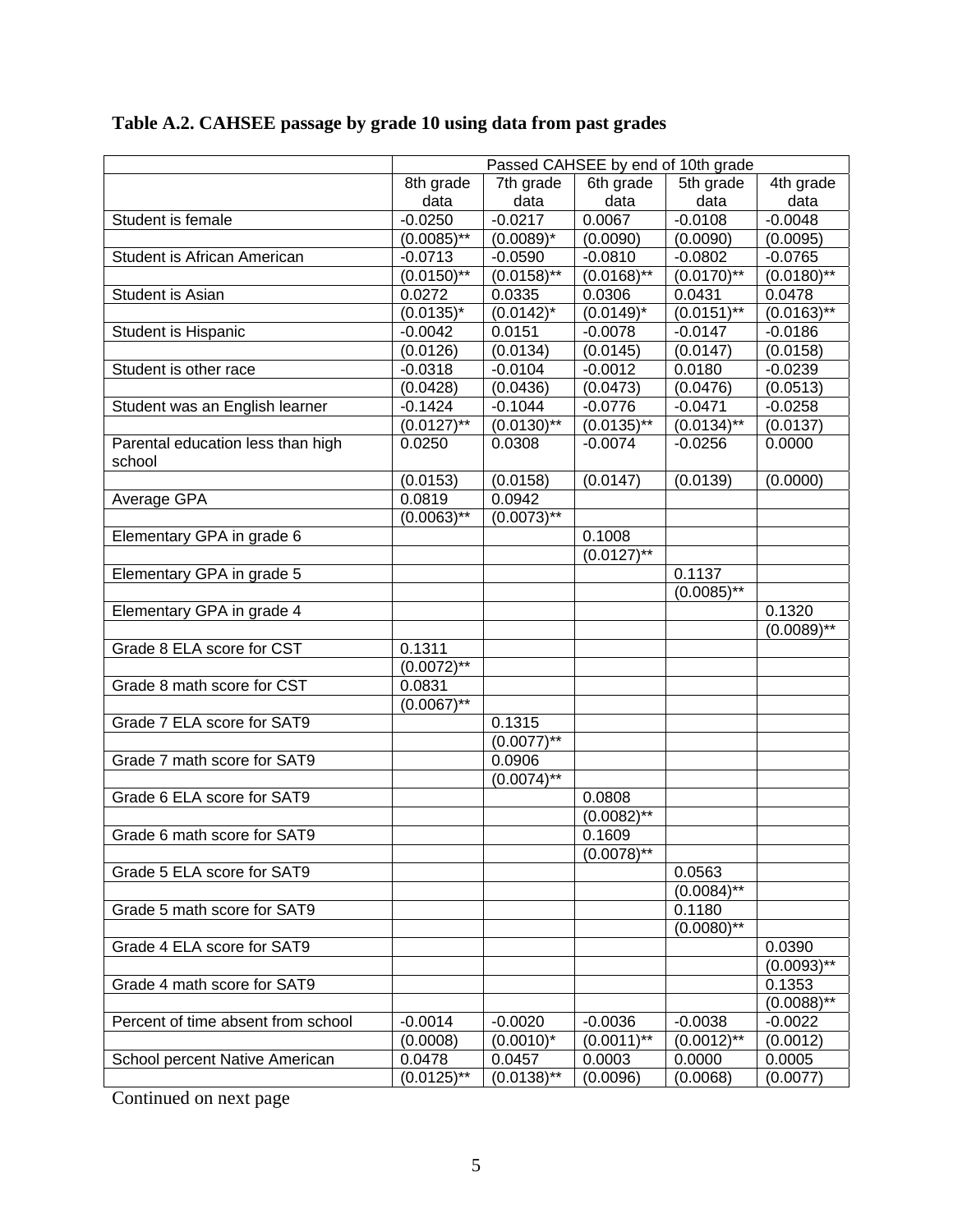**Table A.2. CAHSEE passage by grade 10 using data from past grades**

| | Passed CAHSEE by end of 10th grade | | | | |
|---|---|---|---|---|---|
| | 8th grade data | 7th grade data | 6th grade data | 5th grade data | 4th grade data |
| Student is female | -0.0250 | -0.0217 | 0.0067 | -0.0108 | -0.0048 |
| | (0.0085)** | (0.0089)* | (0.0090) | (0.0090) | (0.0095) |
| Student is African American | -0.0713 | -0.0590 | -0.0810 | -0.0802 | -0.0765 |
| | (0.0150)** | (0.0158)** | (0.0168)** | (0.0170)** | (0.0180)** |
| Student is Asian | 0.0272 | 0.0335 | 0.0306 | 0.0431 | 0.0478 |
| | (0.0135)* | (0.0142)* | (0.0149)* | (0.0151)** | (0.0163)** |
| Student is Hispanic | -0.0042 | 0.0151 | -0.0078 | -0.0147 | -0.0186 |
| | (0.0126) | (0.0134) | (0.0145) | (0.0147) | (0.0158) |
| Student is other race | -0.0318 | -0.0104 | -0.0012 | 0.0180 | -0.0239 |
| | (0.0428) | (0.0436) | (0.0473) | (0.0476) | (0.0513) |
| Student was an English learner | -0.1424 | -0.1044 | -0.0776 | -0.0471 | -0.0258 |
| | (0.0127)** | (0.0130)** | (0.0135)** | (0.0134)** | (0.0137) |
| Parental education less than high school | 0.0250 | 0.0308 | -0.0074 | -0.0256 | 0.0000 |
| | (0.0153) | (0.0158) | (0.0147) | (0.0139) | (0.0000) |
| Average GPA | 0.0819 | 0.0942 | | | |
| | (0.0063)** | (0.0073)** | | | |
| Elementary GPA in grade 6 | | | 0.1008 | | |
| | | | (0.0127)** | | |
| Elementary GPA in grade 5 | | | | 0.1137 | |
| | | | | (0.0085)** | |
| Elementary GPA in grade 4 | | | | | 0.1320 |
| | | | | | (0.0089)** |
| Grade 8 ELA score for CST | 0.1311 | | | | |
| | (0.0072)** | | | | |
| Grade 8 math score for CST | 0.0831 | | | | |
| | (0.0067)** | | | | |
| Grade 7 ELA score for SAT9 | | 0.1315 | | | |
| | | (0.0077)** | | | |
| Grade 7 math score for SAT9 | | 0.0906 | | | |
| | | (0.0074)** | | | |
| Grade 6 ELA score for SAT9 | | | 0.0808 | | |
| | | | (0.0082)** | | |
| Grade 6 math score for SAT9 | | | 0.1609 | | |
| | | | (0.0078)** | | |
| Grade 5 ELA score for SAT9 | | | | 0.0563 | |
| | | | | (0.0084)** | |
| Grade 5 math score for SAT9 | | | | 0.1180 | |
| | | | | (0.0080)** | |
| Grade 4 ELA score for SAT9 | | | | | 0.0390 |
| | | | | | (0.0093)** |
| Grade 4 math score for SAT9 | | | | | 0.1353 |
| | | | | | (0.0088)** |
| Percent of time absent from school | -0.0014 | -0.0020 | -0.0036 | -0.0038 | -0.0022 |
| | (0.0008) | (0.0010)* | (0.0011)** | (0.0012)** | (0.0012) |
| School percent Native American | 0.0478 | 0.0457 | 0.0003 | 0.0000 | 0.0005 |
| | (0.0125)** | (0.0138)** | (0.0096) | (0.0068) | (0.0077) |

Continued on next page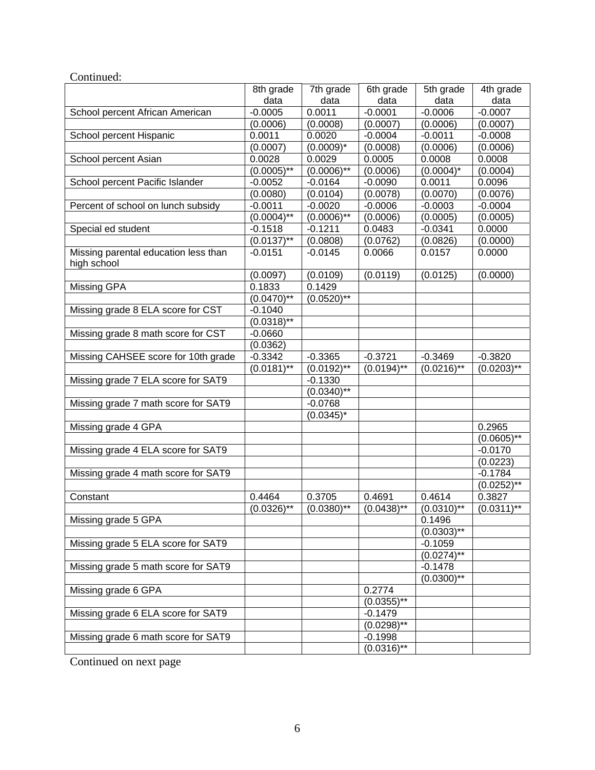Continued:

| | 8th grade data | 7th grade data | 6th grade data | 5th grade data | 4th grade data |
|---|---|---|---|---|---|
| School percent African American | -0.0005 | 0.0011 | -0.0001 | -0.0006 | -0.0007 |
| | (0.0006) | (0.0008) | (0.0007) | (0.0006) | (0.0007) |
| School percent Hispanic | 0.0011 | 0.0020 | -0.0004 | -0.0011 | -0.0008 |
| | (0.0007) | (0.0009)* | (0.0008) | (0.0006) | (0.0006) |
| School percent Asian | 0.0028 | 0.0029 | 0.0005 | 0.0008 | 0.0008 |
| | (0.0005)** | (0.0006)** | (0.0006) | (0.0004)* | (0.0004) |
| School percent Pacific Islander | -0.0052 | -0.0164 | -0.0090 | 0.0011 | 0.0096 |
| | (0.0080) | (0.0104) | (0.0078) | (0.0070) | (0.0076) |
| Percent of school on lunch subsidy | -0.0011 | -0.0020 | -0.0006 | -0.0003 | -0.0004 |
| | (0.0004)** | (0.0006)** | (0.0006) | (0.0005) | (0.0005) |
| Special ed student | -0.1518 | -0.1211 | 0.0483 | -0.0341 | 0.0000 |
| | (0.0137)** | (0.0808) | (0.0762) | (0.0826) | (0.0000) |
| Missing parental education less than high school | -0.0151 | -0.0145 | 0.0066 | 0.0157 | 0.0000 |
| | (0.0097) | (0.0109) | (0.0119) | (0.0125) | (0.0000) |
| Missing GPA | 0.1833 | 0.1429 | | | |
| | (0.0470)** | (0.0520)** | | | |
| Missing grade 8 ELA score for CST | -0.1040 | | | | |
| | (0.0318)** | | | | |
| Missing grade 8 math score for CST | -0.0660 | | | | |
| | (0.0362) | | | | |
| Missing CAHSEE score for 10th grade | -0.3342 | -0.3365 | -0.3721 | -0.3469 | -0.3820 |
| | (0.0181)** | (0.0192)** | (0.0194)** | (0.0216)** | (0.0203)** |
| Missing grade 7 ELA score for SAT9 | | -0.1330 | | | |
| | | (0.0340)** | | | |
| Missing grade 7 math score for SAT9 | | -0.0768 | | | |
| | | (0.0345)* | | | |
| Missing grade 4 GPA | | | | | 0.2965 |
| | | | | | (0.0605)** |
| Missing grade 4 ELA score for SAT9 | | | | | -0.0170 |
| | | | | | (0.0223) |
| Missing grade 4 math score for SAT9 | | | | | -0.1784 |
| | | | | | (0.0252)** |
| Constant | 0.4464 | 0.3705 | 0.4691 | 0.4614 | 0.3827 |
| | (0.0326)** | (0.0380)** | (0.0438)** | (0.0310)** | (0.0311)** |
| Missing grade 5 GPA | | | | 0.1496 | |
| | | | | (0.0303)** | |
| Missing grade 5 ELA score for SAT9 | | | | -0.1059 | |
| | | | | (0.0274)** | |
| Missing grade 5 math score for SAT9 | | | | -0.1478 | |
| | | | | (0.0300)** | |
| Missing grade 6 GPA | | | 0.2774 | | |
| | | | (0.0355)** | | |
| Missing grade 6 ELA score for SAT9 | | | -0.1479 | | |
| | | | (0.0298)** | | |
| Missing grade 6 math score for SAT9 | | | -0.1998 | | |
| | | | (0.0316)** | | |

Continued on next page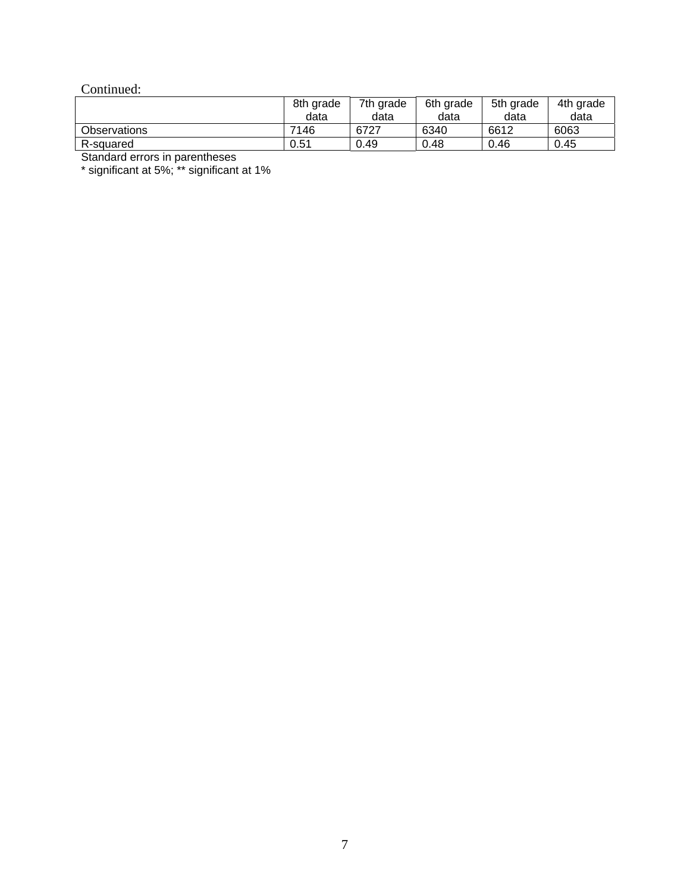Continued:

| | 8th grade data | 7th grade data | 6th grade data | 5th grade data | 4th grade data |
|---|---|---|---|---|---|
| Observations | 7146 | 6727 | 6340 | 6612 | 6063 |
| R-squared | 0.51 | 0.49 | 0.48 | 0.46 | 0.45 |

Standard errors in parentheses

* significant at 5%; ** significant at 1%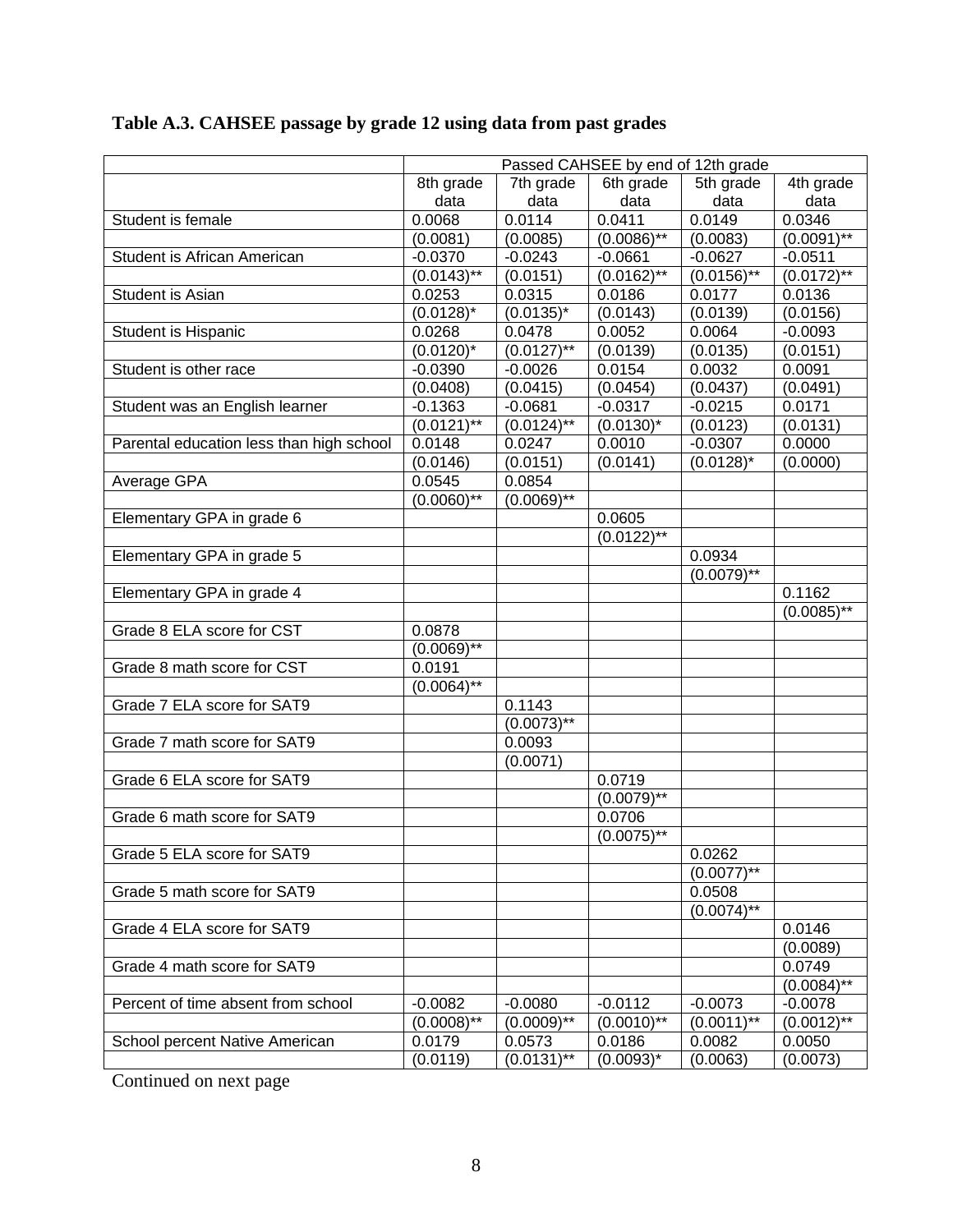**Table A.3. CAHSEE passage by grade 12 using data from past grades**

| | Passed CAHSEE by end of 12th grade | | | | |
|---|---|---|---|---|---|
| | 8th grade data | 7th grade data | 6th grade data | 5th grade data | 4th grade data |
| Student is female | 0.0068 | 0.0114 | 0.0411 | 0.0149 | 0.0346 |
| | (0.0081) | (0.0085) | (0.0086)** | (0.0083) | (0.0091)** |
| Student is African American | -0.0370 | -0.0243 | -0.0661 | -0.0627 | -0.0511 |
| | (0.0143)** | (0.0151) | (0.0162)** | (0.0156)** | (0.0172)** |
| Student is Asian | 0.0253 | 0.0315 | 0.0186 | 0.0177 | 0.0136 |
| | (0.0128)* | (0.0135)* | (0.0143) | (0.0139) | (0.0156) |
| Student is Hispanic | 0.0268 | 0.0478 | 0.0052 | 0.0064 | -0.0093 |
| | (0.0120)* | (0.0127)** | (0.0139) | (0.0135) | (0.0151) |
| Student is other race | -0.0390 | -0.0026 | 0.0154 | 0.0032 | 0.0091 |
| | (0.0408) | (0.0415) | (0.0454) | (0.0437) | (0.0491) |
| Student was an English learner | -0.1363 | -0.0681 | -0.0317 | -0.0215 | 0.0171 |
| | (0.0121)** | (0.0124)** | (0.0130)* | (0.0123) | (0.0131) |
| Parental education less than high school | 0.0148 | 0.0247 | 0.0010 | -0.0307 | 0.0000 |
| | (0.0146) | (0.0151) | (0.0141) | (0.0128)* | (0.0000) |
| Average GPA | 0.0545 | 0.0854 | | | |
| | (0.0060)** | (0.0069)** | | | |
| Elementary GPA in grade 6 | | | 0.0605 | | |
| | | | (0.0122)** | | |
| Elementary GPA in grade 5 | | | | 0.0934 | |
| | | | | (0.0079)** | |
| Elementary GPA in grade 4 | | | | | 0.1162 |
| | | | | | (0.0085)** |
| Grade 8 ELA score for CST | 0.0878 | | | | |
| | (0.0069)** | | | | |
| Grade 8 math score for CST | 0.0191 | | | | |
| | (0.0064)** | | | | |
| Grade 7 ELA score for SAT9 | | 0.1143 | | | |
| | | (0.0073)** | | | |
| Grade 7 math score for SAT9 | | 0.0093 | | | |
| | | (0.0071) | | | |
| Grade 6 ELA score for SAT9 | | | 0.0719 | | |
| | | | (0.0079)** | | |
| Grade 6 math score for SAT9 | | | 0.0706 | | |
| | | | (0.0075)** | | |
| Grade 5 ELA score for SAT9 | | | | 0.0262 | |
| | | | | (0.0077)** | |
| Grade 5 math score for SAT9 | | | | 0.0508 | |
| | | | | (0.0074)** | |
| Grade 4 ELA score for SAT9 | | | | | 0.0146 |
| | | | | | (0.0089) |
| Grade 4 math score for SAT9 | | | | | 0.0749 |
| | | | | | (0.0084)** |
| Percent of time absent from school | -0.0082 | -0.0080 | -0.0112 | -0.0073 | -0.0078 |
| | (0.0008)** | (0.0009)** | (0.0010)** | (0.0011)** | (0.0012)** |
| School percent Native American | 0.0179 | 0.0573 | 0.0186 | 0.0082 | 0.0050 |
| | (0.0119) | (0.0131)** | (0.0093)* | (0.0063) | (0.0073) |

Continued on next page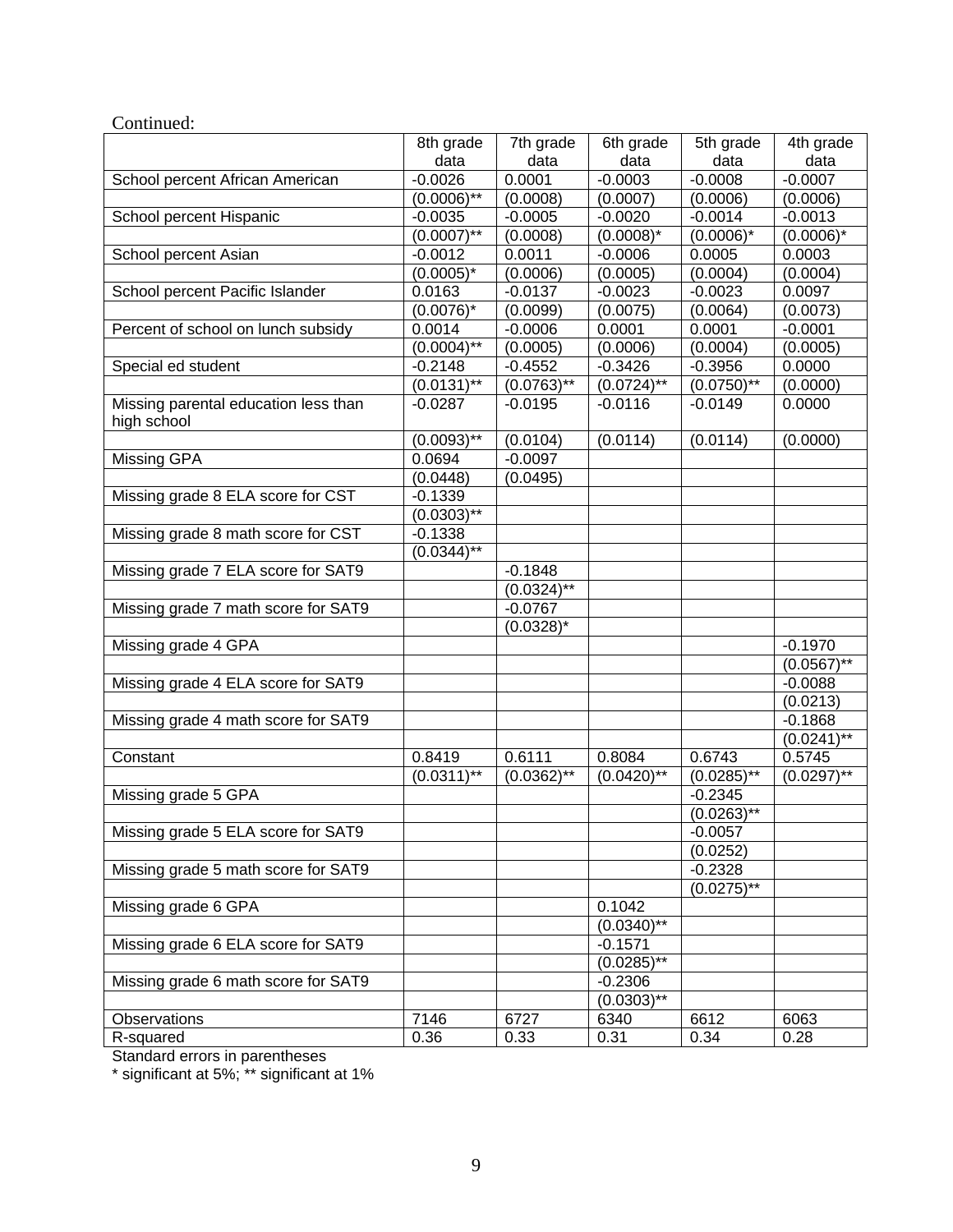Continued:

| | 8th grade data | 7th grade data | 6th grade data | 5th grade data | 4th grade data |
|---|---|---|---|---|---|
| School percent African American | -0.0026 | 0.0001 | -0.0003 | -0.0008 | -0.0007 |
| | (0.0006)** | (0.0008) | (0.0007) | (0.0006) | (0.0006) |
| School percent Hispanic | -0.0035 | -0.0005 | -0.0020 | -0.0014 | -0.0013 |
| | (0.0007)** | (0.0008) | (0.0008)* | (0.0006)* | (0.0006)* |
| School percent Asian | -0.0012 | 0.0011 | -0.0006 | 0.0005 | 0.0003 |
| | (0.0005)* | (0.0006) | (0.0005) | (0.0004) | (0.0004) |
| School percent Pacific Islander | 0.0163 | -0.0137 | -0.0023 | -0.0023 | 0.0097 |
| | (0.0076)* | (0.0099) | (0.0075) | (0.0064) | (0.0073) |
| Percent of school on lunch subsidy | 0.0014 | -0.0006 | 0.0001 | 0.0001 | -0.0001 |
| | (0.0004)** | (0.0005) | (0.0006) | (0.0004) | (0.0005) |
| Special ed student | -0.2148 | -0.4552 | -0.3426 | -0.3956 | 0.0000 |
| | (0.0131)** | (0.0763)** | (0.0724)** | (0.0750)** | (0.0000) |
| Missing parental education less than high school | -0.0287 | -0.0195 | -0.0116 | -0.0149 | 0.0000 |
| | (0.0093)** | (0.0104) | (0.0114) | (0.0114) | (0.0000) |
| Missing GPA | 0.0694 | -0.0097 | | | |
| | (0.0448) | (0.0495) | | | |
| Missing grade 8 ELA score for CST | -0.1339 | | | | |
| | (0.0303)** | | | | |
| Missing grade 8 math score for CST | -0.1338 | | | | |
| | (0.0344)** | | | | |
| Missing grade 7 ELA score for SAT9 | | -0.1848 | | | |
| | | (0.0324)** | | | |
| Missing grade 7 math score for SAT9 | | -0.0767 | | | |
| | | (0.0328)* | | | |
| Missing grade 4 GPA | | | | | -0.1970 |
| | | | | | (0.0567)** |
| Missing grade 4 ELA score for SAT9 | | | | | -0.0088 |
| | | | | | (0.0213) |
| Missing grade 4 math score for SAT9 | | | | | -0.1868 |
| | | | | | (0.0241)** |
| Constant | 0.8419 | 0.6111 | 0.8084 | 0.6743 | 0.5745 |
| | (0.0311)** | (0.0362)** | (0.0420)** | (0.0285)** | (0.0297)** |
| Missing grade 5 GPA | | | | -0.2345 | |
| | | | | (0.0263)** | |
| Missing grade 5 ELA score for SAT9 | | | | -0.0057 | |
| | | | | (0.0252) | |
| Missing grade 5 math score for SAT9 | | | | -0.2328 | |
| | | | | (0.0275)** | |
| Missing grade 6 GPA | | | 0.1042 | | |
| | | | (0.0340)** | | |
| Missing grade 6 ELA score for SAT9 | | | -0.1571 | | |
| | | | (0.0285)** | | |
| Missing grade 6 math score for SAT9 | | | -0.2306 | | |
| | | | (0.0303)** | | |
| Observations | 7146 | 6727 | 6340 | 6612 | 6063 |
| R-squared | 0.36 | 0.33 | 0.31 | 0.34 | 0.28 |

Standard errors in parentheses
* significant at 5%; ** significant at 1%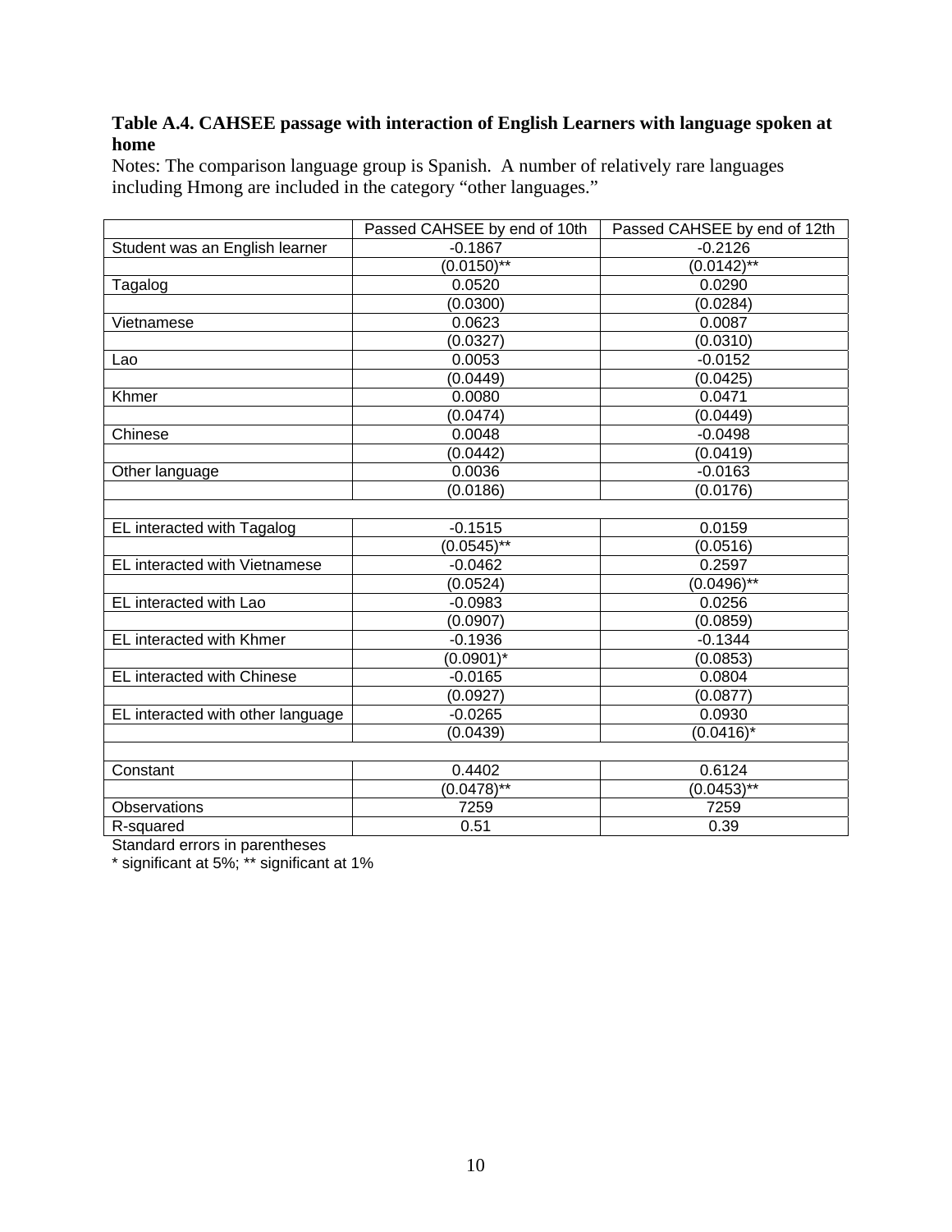**Table A.4. CAHSEE passage with interaction of English Learners with language spoken at home**

Notes: The comparison language group is Spanish. A number of relatively rare languages including Hmong are included in the category "other languages."

| | Passed CAHSEE by end of 10th | Passed CAHSEE by end of 12th |
|---|---|---|
| Student was an English learner | -0.1867 | -0.2126 |
| | (0.0150)** | (0.0142)** |
| Tagalog | 0.0520 | 0.0290 |
| | (0.0300) | (0.0284) |
| Vietnamese | 0.0623 | 0.0087 |
| | (0.0327) | (0.0310) |
| Lao | 0.0053 | -0.0152 |
| | (0.0449) | (0.0425) |
| Khmer | 0.0080 | 0.0471 |
| | (0.0474) | (0.0449) |
| Chinese | 0.0048 | -0.0498 |
| | (0.0442) | (0.0419) |
| Other language | 0.0036 | -0.0163 |
| | (0.0186) | (0.0176) |
| | | |
| EL interacted with Tagalog | -0.1515 | 0.0159 |
| | (0.0545)** | (0.0516) |
| EL interacted with Vietnamese | -0.0462 | 0.2597 |
| | (0.0524) | (0.0496)** |
| EL interacted with Lao | -0.0983 | 0.0256 |
| | (0.0907) | (0.0859) |
| EL interacted with Khmer | -0.1936 | -0.1344 |
| | (0.0901)* | (0.0853) |
| EL interacted with Chinese | -0.0165 | 0.0804 |
| | (0.0927) | (0.0877) |
| EL interacted with other language | -0.0265 | 0.0930 |
| | (0.0439) | (0.0416)* |
| | | |
| Constant | 0.4402 | 0.6124 |
| | (0.0478)** | (0.0453)** |
| Observations | 7259 | 7259 |
| R-squared | 0.51 | 0.39 |

Standard errors in parentheses

* significant at 5%; ** significant at 1%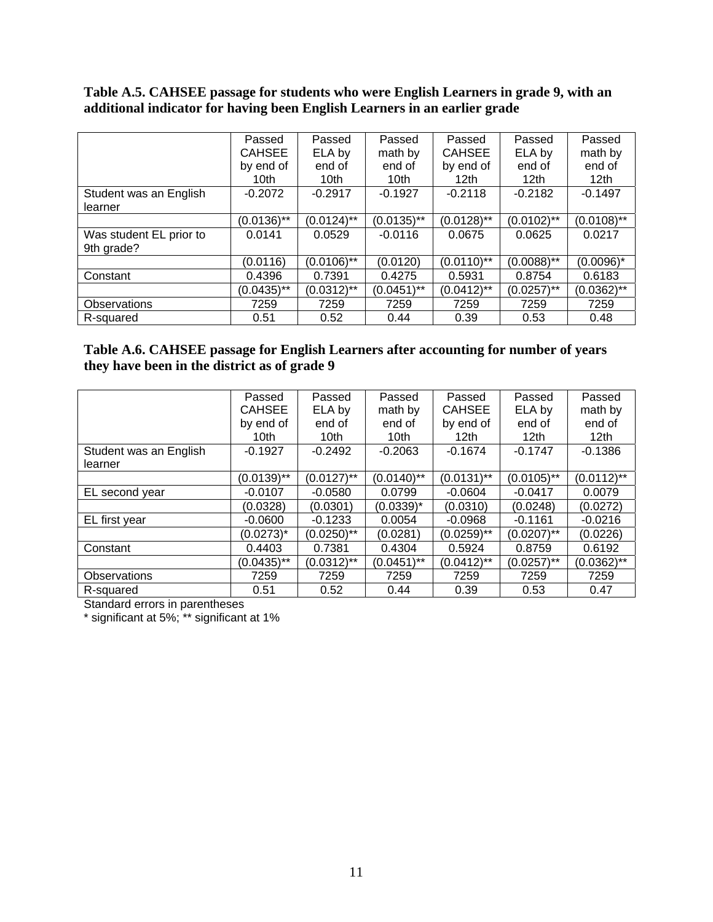**Table A.5. CAHSEE passage for students who were English Learners in grade 9, with an additional indicator for having been English Learners in an earlier grade**

| | Passed CAHSEE by end of 10th | Passed ELA by end of 10th | Passed math by end of 10th | Passed CAHSEE by end of 12th | Passed ELA by end of 12th | Passed math by end of 12th |
|---|---|---|---|---|---|---|
| Student was an English learner | -0.2072 | -0.2917 | -0.1927 | -0.2118 | -0.2182 | -0.1497 |
| | (0.0136)** | (0.0124)** | (0.0135)** | (0.0128)** | (0.0102)** | (0.0108)** |
| Was student EL prior to 9th grade? | 0.0141 | 0.0529 | -0.0116 | 0.0675 | 0.0625 | 0.0217 |
| | (0.0116) | (0.0106)** | (0.0120) | (0.0110)** | (0.0088)** | (0.0096)* |
| Constant | 0.4396 | 0.7391 | 0.4275 | 0.5931 | 0.8754 | 0.6183 |
| | (0.0435)** | (0.0312)** | (0.0451)** | (0.0412)** | (0.0257)** | (0.0362)** |
| Observations | 7259 | 7259 | 7259 | 7259 | 7259 | 7259 |
| R-squared | 0.51 | 0.52 | 0.44 | 0.39 | 0.53 | 0.48 |

**Table A.6. CAHSEE passage for English Learners after accounting for number of years they have been in the district as of grade 9**

| | Passed CAHSEE by end of 10th | Passed ELA by end of 10th | Passed math by end of 10th | Passed CAHSEE by end of 12th | Passed ELA by end of 12th | Passed math by end of 12th |
|---|---|---|---|---|---|---|
| Student was an English learner | -0.1927 | -0.2492 | -0.2063 | -0.1674 | -0.1747 | -0.1386 |
| | (0.0139)** | (0.0127)** | (0.0140)** | (0.0131)** | (0.0105)** | (0.0112)** |
| EL second year | -0.0107 | -0.0580 | 0.0799 | -0.0604 | -0.0417 | 0.0079 |
| | (0.0328) | (0.0301) | (0.0339)* | (0.0310) | (0.0248) | (0.0272) |
| EL first year | -0.0600 | -0.1233 | 0.0054 | -0.0968 | -0.1161 | -0.0216 |
| | (0.0273)* | (0.0250)** | (0.0281) | (0.0259)** | (0.0207)** | (0.0226) |
| Constant | 0.4403 | 0.7381 | 0.4304 | 0.5924 | 0.8759 | 0.6192 |
| | (0.0435)** | (0.0312)** | (0.0451)** | (0.0412)** | (0.0257)** | (0.0362)** |
| Observations | 7259 | 7259 | 7259 | 7259 | 7259 | 7259 |
| R-squared | 0.51 | 0.52 | 0.44 | 0.39 | 0.53 | 0.47 |

Standard errors in parentheses

* significant at 5%; ** significant at 1%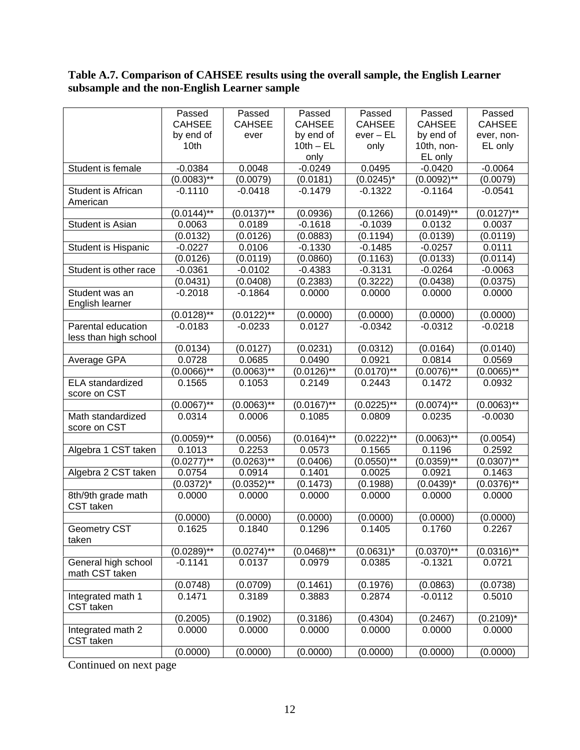**Table A.7. Comparison of CAHSEE results using the overall sample, the English Learner subsample and the non-English Learner sample**

| | Passed CAHSEE by end of 10th | Passed CAHSEE ever | Passed CAHSEE by end of 10th – EL only | Passed CAHSEE ever – EL only | Passed CAHSEE by end of 10th, non-EL only | Passed CAHSEE ever, non-EL only |
|---|---|---|---|---|---|---|
| Student is female | -0.0384 | 0.0048 | -0.0249 | 0.0495 | -0.0420 | -0.0064 |
| | (0.0083)** | (0.0079) | (0.0181) | (0.0245)* | (0.0092)** | (0.0079) |
| Student is African American | -0.1110 | -0.0418 | -0.1479 | -0.1322 | -0.1164 | -0.0541 |
| | (0.0144)** | (0.0137)** | (0.0936) | (0.1266) | (0.0149)** | (0.0127)** |
| Student is Asian | 0.0063 | 0.0189 | -0.1618 | -0.1039 | 0.0132 | 0.0037 |
| | (0.0132) | (0.0126) | (0.0883) | (0.1194) | (0.0139) | (0.0119) |
| Student is Hispanic | -0.0227 | 0.0106 | -0.1330 | -0.1485 | -0.0257 | 0.0111 |
| | (0.0126) | (0.0119) | (0.0860) | (0.1163) | (0.0133) | (0.0114) |
| Student is other race | -0.0361 | -0.0102 | -0.4383 | -0.3131 | -0.0264 | -0.0063 |
| | (0.0431) | (0.0408) | (0.2383) | (0.3222) | (0.0438) | (0.0375) |
| Student was an English learner | -0.2018 | -0.1864 | 0.0000 | 0.0000 | 0.0000 | 0.0000 |
| | (0.0128)** | (0.0122)** | (0.0000) | (0.0000) | (0.0000) | (0.0000) |
| Parental education less than high school | -0.0183 | -0.0233 | 0.0127 | -0.0342 | -0.0312 | -0.0218 |
| | (0.0134) | (0.0127) | (0.0231) | (0.0312) | (0.0164) | (0.0140) |
| Average GPA | 0.0728 | 0.0685 | 0.0490 | 0.0921 | 0.0814 | 0.0569 |
| | (0.0066)** | (0.0063)** | (0.0126)** | (0.0170)** | (0.0076)** | (0.0065)** |
| ELA standardized score on CST | 0.1565 | 0.1053 | 0.2149 | 0.2443 | 0.1472 | 0.0932 |
| | (0.0067)** | (0.0063)** | (0.0167)** | (0.0225)** | (0.0074)** | (0.0063)** |
| Math standardized score on CST | 0.0314 | 0.0006 | 0.1085 | 0.0809 | 0.0235 | -0.0030 |
| | (0.0059)** | (0.0056) | (0.0164)** | (0.0222)** | (0.0063)** | (0.0054) |
| Algebra 1 CST taken | 0.1013 | 0.2253 | 0.0573 | 0.1565 | 0.1196 | 0.2592 |
| | (0.0277)** | (0.0263)** | (0.0406) | (0.0550)** | (0.0359)** | (0.0307)** |
| Algebra 2 CST taken | 0.0754 | 0.0914 | 0.1401 | 0.0025 | 0.0921 | 0.1463 |
| | (0.0372)* | (0.0352)** | (0.1473) | (0.1988) | (0.0439)* | (0.0376)** |
| 8th/9th grade math CST taken | 0.0000 | 0.0000 | 0.0000 | 0.0000 | 0.0000 | 0.0000 |
| | (0.0000) | (0.0000) | (0.0000) | (0.0000) | (0.0000) | (0.0000) |
| Geometry CST taken | 0.1625 | 0.1840 | 0.1296 | 0.1405 | 0.1760 | 0.2267 |
| | (0.0289)** | (0.0274)** | (0.0468)** | (0.0631)* | (0.0370)** | (0.0316)** |
| General high school math CST taken | -0.1141 | 0.0137 | 0.0979 | 0.0385 | -0.1321 | 0.0721 |
| | (0.0748) | (0.0709) | (0.1461) | (0.1976) | (0.0863) | (0.0738) |
| Integrated math 1 CST taken | 0.1471 | 0.3189 | 0.3883 | 0.2874 | -0.0112 | 0.5010 |
| | (0.2005) | (0.1902) | (0.3186) | (0.4304) | (0.2467) | (0.2109)* |
| Integrated math 2 CST taken | 0.0000 | 0.0000 | 0.0000 | 0.0000 | 0.0000 | 0.0000 |
| | (0.0000) | (0.0000) | (0.0000) | (0.0000) | (0.0000) | (0.0000) |

Continued on next page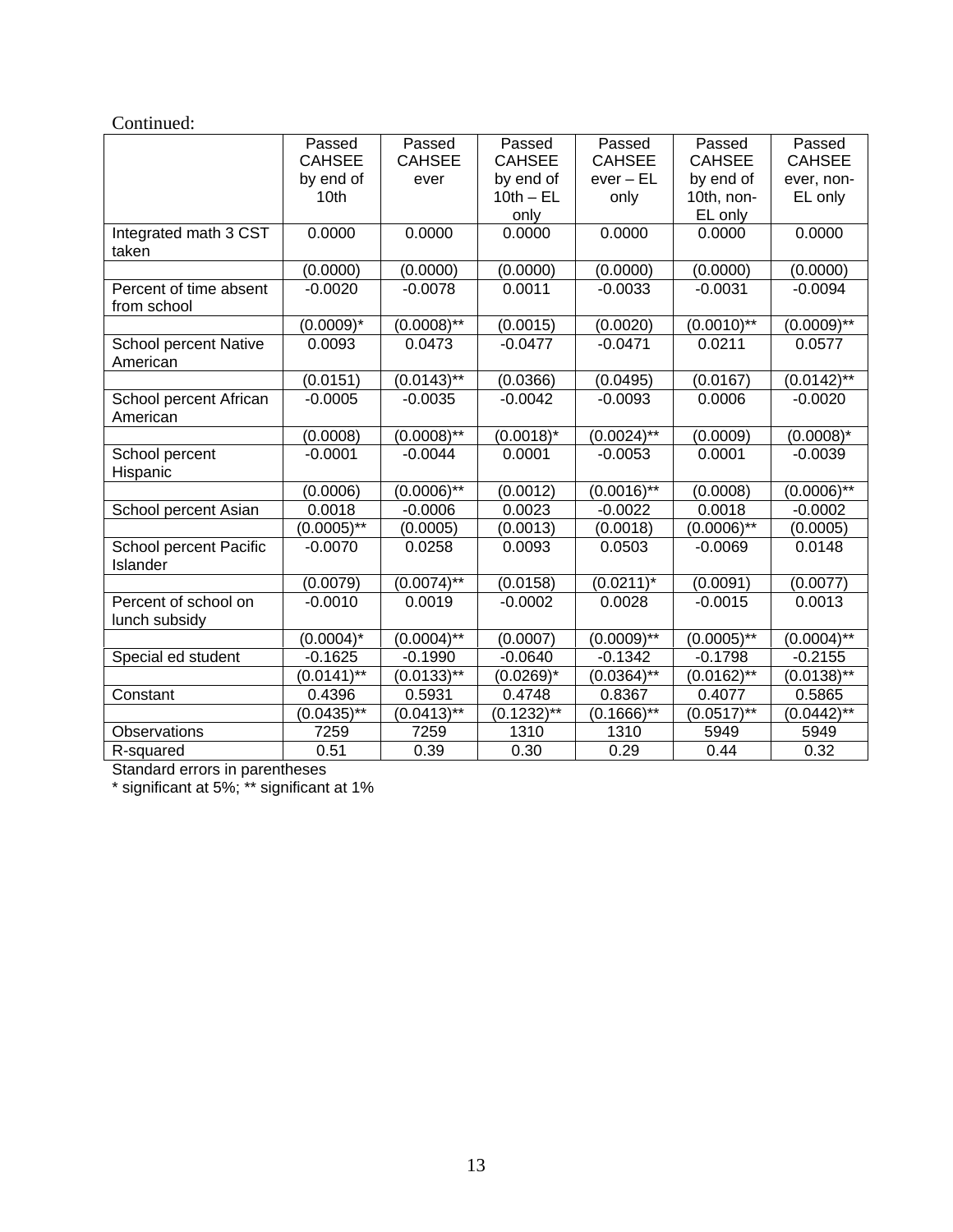Continued:

| | Passed CAHSEE by end of 10th | Passed CAHSEE ever | Passed CAHSEE by end of 10th – EL only | Passed CAHSEE ever – EL only | Passed CAHSEE by end of 10th, non-EL only | Passed CAHSEE ever, non-EL only |
|---|---|---|---|---|---|---|
| Integrated math 3 CST taken | 0.0000 | 0.0000 | 0.0000 | 0.0000 | 0.0000 | 0.0000 |
| | (0.0000) | (0.0000) | (0.0000) | (0.0000) | (0.0000) | (0.0000) |
| Percent of time absent from school | -0.0020 | -0.0078 | 0.0011 | -0.0033 | -0.0031 | -0.0094 |
| | (0.0009)* | (0.0008)** | (0.0015) | (0.0020) | (0.0010)** | (0.0009)** |
| School percent Native American | 0.0093 | 0.0473 | -0.0477 | -0.0471 | 0.0211 | 0.0577 |
| | (0.0151) | (0.0143)** | (0.0366) | (0.0495) | (0.0167) | (0.0142)** |
| School percent African American | -0.0005 | -0.0035 | -0.0042 | -0.0093 | 0.0006 | -0.0020 |
| | (0.0008) | (0.0008)** | (0.0018)* | (0.0024)** | (0.0009) | (0.0008)* |
| School percent Hispanic | -0.0001 | -0.0044 | 0.0001 | -0.0053 | 0.0001 | -0.0039 |
| | (0.0006) | (0.0006)** | (0.0012) | (0.0016)** | (0.0008) | (0.0006)** |
| School percent Asian | 0.0018 | -0.0006 | 0.0023 | -0.0022 | 0.0018 | -0.0002 |
| | (0.0005)** | (0.0005) | (0.0013) | (0.0018) | (0.0006)** | (0.0005) |
| School percent Pacific Islander | -0.0070 | 0.0258 | 0.0093 | 0.0503 | -0.0069 | 0.0148 |
| | (0.0079) | (0.0074)** | (0.0158) | (0.0211)* | (0.0091) | (0.0077) |
| Percent of school on lunch subsidy | -0.0010 | 0.0019 | -0.0002 | 0.0028 | -0.0015 | 0.0013 |
| | (0.0004)* | (0.0004)** | (0.0007) | (0.0009)** | (0.0005)** | (0.0004)** |
| Special ed student | -0.1625 | -0.1990 | -0.0640 | -0.1342 | -0.1798 | -0.2155 |
| | (0.0141)** | (0.0133)** | (0.0269)* | (0.0364)** | (0.0162)** | (0.0138)** |
| Constant | 0.4396 | 0.5931 | 0.4748 | 0.8367 | 0.4077 | 0.5865 |
| | (0.0435)** | (0.0413)** | (0.1232)** | (0.1666)** | (0.0517)** | (0.0442)** |
| Observations | 7259 | 7259 | 1310 | 1310 | 5949 | 5949 |
| R-squared | 0.51 | 0.39 | 0.30 | 0.29 | 0.44 | 0.32 |

Standard errors in parentheses

* significant at 5%; ** significant at 1%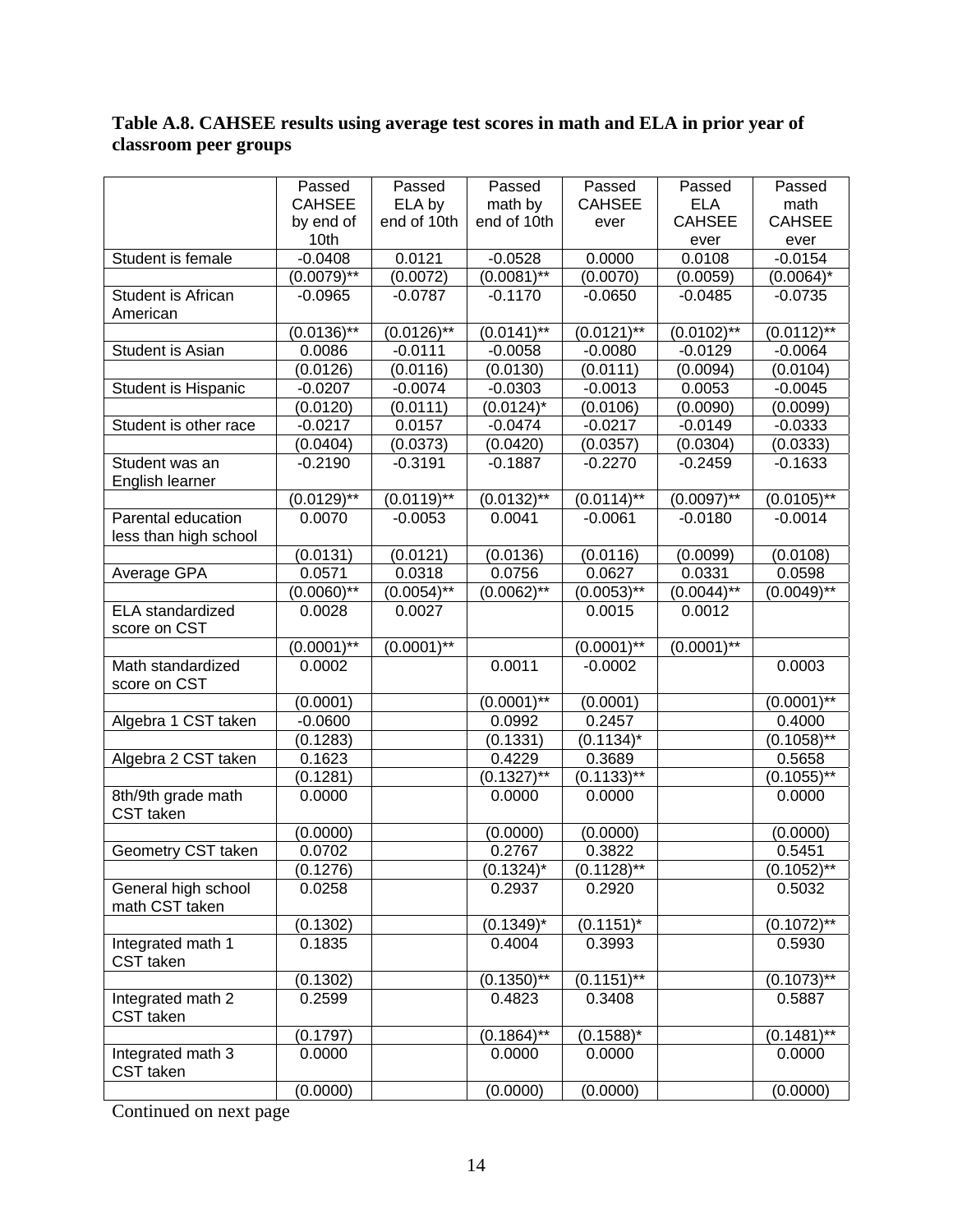**Table A.8. CAHSEE results using average test scores in math and ELA in prior year of classroom peer groups**

| | Passed CAHSEE by end of 10th | Passed ELA by end of 10th | Passed math by end of 10th | Passed CAHSEE ever | Passed ELA CAHSEE ever | Passed math CAHSEE ever |
|---|---|---|---|---|---|---|
| Student is female | -0.0408 | 0.0121 | -0.0528 | 0.0000 | 0.0108 | -0.0154 |
| | (0.0079)** | (0.0072) | (0.0081)** | (0.0070) | (0.0059) | (0.0064)* |
| Student is African American | -0.0965 | -0.0787 | -0.1170 | -0.0650 | -0.0485 | -0.0735 |
| | (0.0136)** | (0.0126)** | (0.0141)** | (0.0121)** | (0.0102)** | (0.0112)** |
| Student is Asian | 0.0086 | -0.0111 | -0.0058 | -0.0080 | -0.0129 | -0.0064 |
| | (0.0126) | (0.0116) | (0.0130) | (0.0111) | (0.0094) | (0.0104) |
| Student is Hispanic | -0.0207 | -0.0074 | -0.0303 | -0.0013 | 0.0053 | -0.0045 |
| | (0.0120) | (0.0111) | (0.0124)* | (0.0106) | (0.0090) | (0.0099) |
| Student is other race | -0.0217 | 0.0157 | -0.0474 | -0.0217 | -0.0149 | -0.0333 |
| | (0.0404) | (0.0373) | (0.0420) | (0.0357) | (0.0304) | (0.0333) |
| Student was an English learner | -0.2190 | -0.3191 | -0.1887 | -0.2270 | -0.2459 | -0.1633 |
| | (0.0129)** | (0.0119)** | (0.0132)** | (0.0114)** | (0.0097)** | (0.0105)** |
| Parental education less than high school | 0.0070 | -0.0053 | 0.0041 | -0.0061 | -0.0180 | -0.0014 |
| | (0.0131) | (0.0121) | (0.0136) | (0.0116) | (0.0099) | (0.0108) |
| Average GPA | 0.0571 | 0.0318 | 0.0756 | 0.0627 | 0.0331 | 0.0598 |
| | (0.0060)** | (0.0054)** | (0.0062)** | (0.0053)** | (0.0044)** | (0.0049)** |
| ELA standardized score on CST | 0.0028 | 0.0027 | | 0.0015 | 0.0012 | |
| | (0.0001)** | (0.0001)** | | (0.0001)** | (0.0001)** | |
| Math standardized score on CST | 0.0002 | | 0.0011 | -0.0002 | | 0.0003 |
| | (0.0001) | | (0.0001)** | (0.0001) | | (0.0001)** |
| Algebra 1 CST taken | -0.0600 | | 0.0992 | 0.2457 | | 0.4000 |
| | (0.1283) | | (0.1331) | (0.1134)* | | (0.1058)** |
| Algebra 2 CST taken | 0.1623 | | 0.4229 | 0.3689 | | 0.5658 |
| | (0.1281) | | (0.1327)** | (0.1133)** | | (0.1055)** |
| 8th/9th grade math CST taken | 0.0000 | | 0.0000 | 0.0000 | | 0.0000 |
| | (0.0000) | | (0.0000) | (0.0000) | | (0.0000) |
| Geometry CST taken | 0.0702 | | 0.2767 | 0.3822 | | 0.5451 |
| | (0.1276) | | (0.1324)* | (0.1128)** | | (0.1052)** |
| General high school math CST taken | 0.0258 | | 0.2937 | 0.2920 | | 0.5032 |
| | (0.1302) | | (0.1349)* | (0.1151)* | | (0.1072)** |
| Integrated math 1 CST taken | 0.1835 | | 0.4004 | 0.3993 | | 0.5930 |
| | (0.1302) | | (0.1350)** | (0.1151)** | | (0.1073)** |
| Integrated math 2 CST taken | 0.2599 | | 0.4823 | 0.3408 | | 0.5887 |
| | (0.1797) | | (0.1864)** | (0.1588)* | | (0.1481)** |
| Integrated math 3 CST taken | 0.0000 | | 0.0000 | 0.0000 | | 0.0000 |
| | (0.0000) | | (0.0000) | (0.0000) | | (0.0000) |

Continued on next page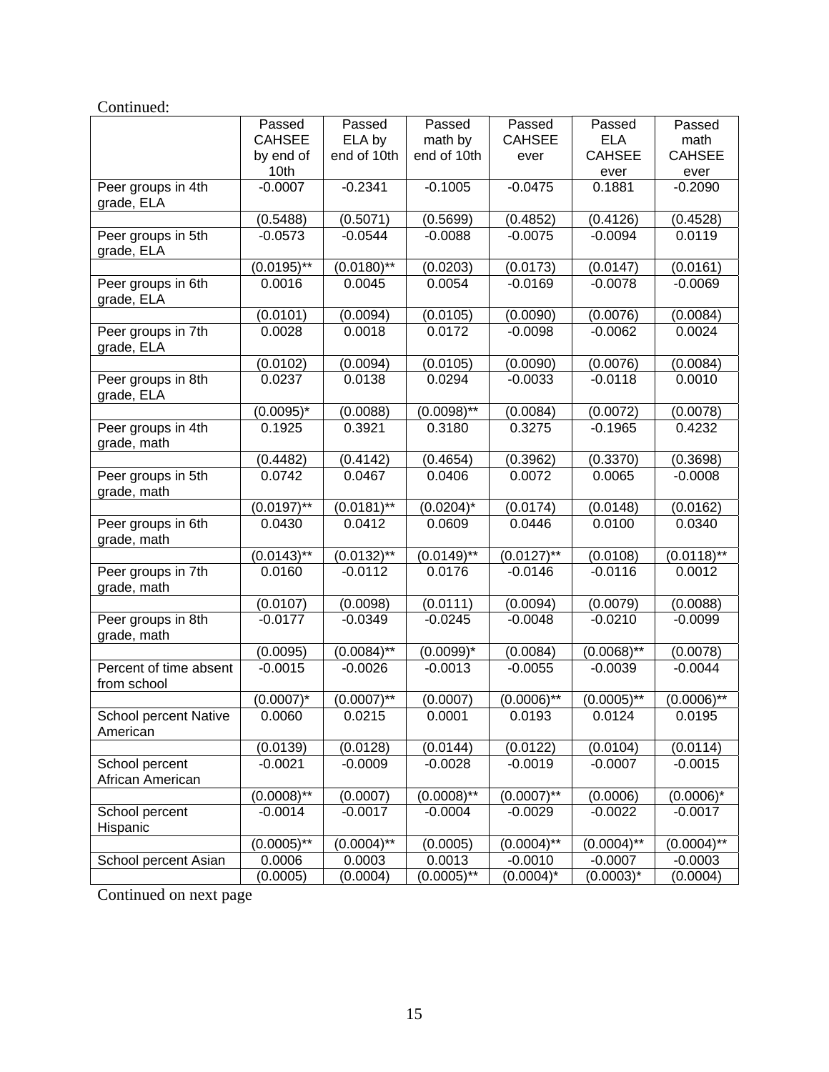Continued:

| | Passed CAHSEE by end of 10th | Passed ELA by end of 10th | Passed math by end of 10th | Passed CAHSEE ever | Passed ELA CAHSEE ever | Passed math CAHSEE ever |
|---|---|---|---|---|---|---|
| Peer groups in 4th grade, ELA | -0.0007 | -0.2341 | -0.1005 | -0.0475 | 0.1881 | -0.2090 |
| | (0.5488) | (0.5071) | (0.5699) | (0.4852) | (0.4126) | (0.4528) |
| Peer groups in 5th grade, ELA | -0.0573 | -0.0544 | -0.0088 | -0.0075 | -0.0094 | 0.0119 |
| | (0.0195)** | (0.0180)** | (0.0203) | (0.0173) | (0.0147) | (0.0161) |
| Peer groups in 6th grade, ELA | 0.0016 | 0.0045 | 0.0054 | -0.0169 | -0.0078 | -0.0069 |
| | (0.0101) | (0.0094) | (0.0105) | (0.0090) | (0.0076) | (0.0084) |
| Peer groups in 7th grade, ELA | 0.0028 | 0.0018 | 0.0172 | -0.0098 | -0.0062 | 0.0024 |
| | (0.0102) | (0.0094) | (0.0105) | (0.0090) | (0.0076) | (0.0084) |
| Peer groups in 8th grade, ELA | 0.0237 | 0.0138 | 0.0294 | -0.0033 | -0.0118 | 0.0010 |
| | (0.0095)* | (0.0088) | (0.0098)** | (0.0084) | (0.0072) | (0.0078) |
| Peer groups in 4th grade, math | 0.1925 | 0.3921 | 0.3180 | 0.3275 | -0.1965 | 0.4232 |
| | (0.4482) | (0.4142) | (0.4654) | (0.3962) | (0.3370) | (0.3698) |
| Peer groups in 5th grade, math | 0.0742 | 0.0467 | 0.0406 | 0.0072 | 0.0065 | -0.0008 |
| | (0.0197)** | (0.0181)** | (0.0204)* | (0.0174) | (0.0148) | (0.0162) |
| Peer groups in 6th grade, math | 0.0430 | 0.0412 | 0.0609 | 0.0446 | 0.0100 | 0.0340 |
| | (0.0143)** | (0.0132)** | (0.0149)** | (0.0127)** | (0.0108) | (0.0118)** |
| Peer groups in 7th grade, math | 0.0160 | -0.0112 | 0.0176 | -0.0146 | -0.0116 | 0.0012 |
| | (0.0107) | (0.0098) | (0.0111) | (0.0094) | (0.0079) | (0.0088) |
| Peer groups in 8th grade, math | -0.0177 | -0.0349 | -0.0245 | -0.0048 | -0.0210 | -0.0099 |
| | (0.0095) | (0.0084)** | (0.0099)* | (0.0084) | (0.0068)** | (0.0078) |
| Percent of time absent from school | -0.0015 | -0.0026 | -0.0013 | -0.0055 | -0.0039 | -0.0044 |
| | (0.0007)* | (0.0007)** | (0.0007) | (0.0006)** | (0.0005)** | (0.0006)** |
| School percent Native American | 0.0060 | 0.0215 | 0.0001 | 0.0193 | 0.0124 | 0.0195 |
| | (0.0139) | (0.0128) | (0.0144) | (0.0122) | (0.0104) | (0.0114) |
| School percent African American | -0.0021 | -0.0009 | -0.0028 | -0.0019 | -0.0007 | -0.0015 |
| | (0.0008)** | (0.0007) | (0.0008)** | (0.0007)** | (0.0006) | (0.0006)* |
| School percent Hispanic | -0.0014 | -0.0017 | -0.0004 | -0.0029 | -0.0022 | -0.0017 |
| | (0.0005)** | (0.0004)** | (0.0005) | (0.0004)** | (0.0004)** | (0.0004)** |
| School percent Asian | 0.0006 | 0.0003 | 0.0013 | -0.0010 | -0.0007 | -0.0003 |
| | (0.0005) | (0.0004) | (0.0005)** | (0.0004)* | (0.0003)* | (0.0004) |

Continued on next page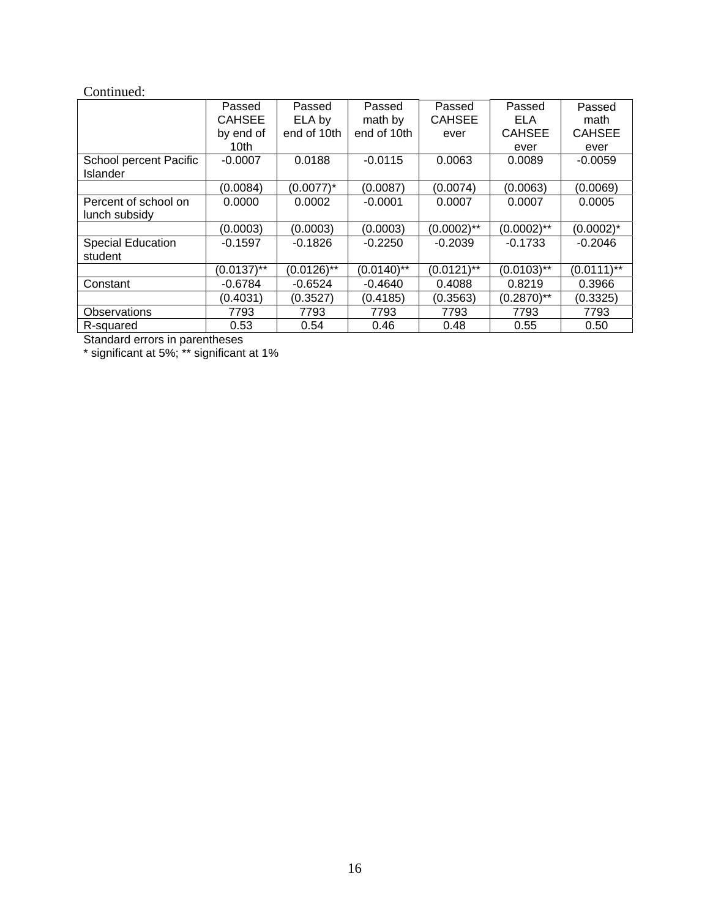Continued:

| | Passed CAHSEE by end of 10th | Passed ELA by end of 10th | Passed math by end of 10th | Passed CAHSEE ever | Passed ELA CAHSEE ever | Passed math CAHSEE ever |
|---|---|---|---|---|---|---|
| School percent Pacific Islander | -0.0007 | 0.0188 | -0.0115 | 0.0063 | 0.0089 | -0.0059 |
| | (0.0084) | (0.0077)* | (0.0087) | (0.0074) | (0.0063) | (0.0069) |
| Percent of school on lunch subsidy | 0.0000 | 0.0002 | -0.0001 | 0.0007 | 0.0007 | 0.0005 |
| | (0.0003) | (0.0003) | (0.0003) | (0.0002)** | (0.0002)** | (0.0002)* |
| Special Education student | -0.1597 | -0.1826 | -0.2250 | -0.2039 | -0.1733 | -0.2046 |
| | (0.0137)** | (0.0126)** | (0.0140)** | (0.0121)** | (0.0103)** | (0.0111)** |
| Constant | -0.6784 | -0.6524 | -0.4640 | 0.4088 | 0.8219 | 0.3966 |
| | (0.4031) | (0.3527) | (0.4185) | (0.3563) | (0.2870)** | (0.3325) |
| Observations | 7793 | 7793 | 7793 | 7793 | 7793 | 7793 |
| R-squared | 0.53 | 0.54 | 0.46 | 0.48 | 0.55 | 0.50 |

Standard errors in parentheses
* significant at 5%; ** significant at 1%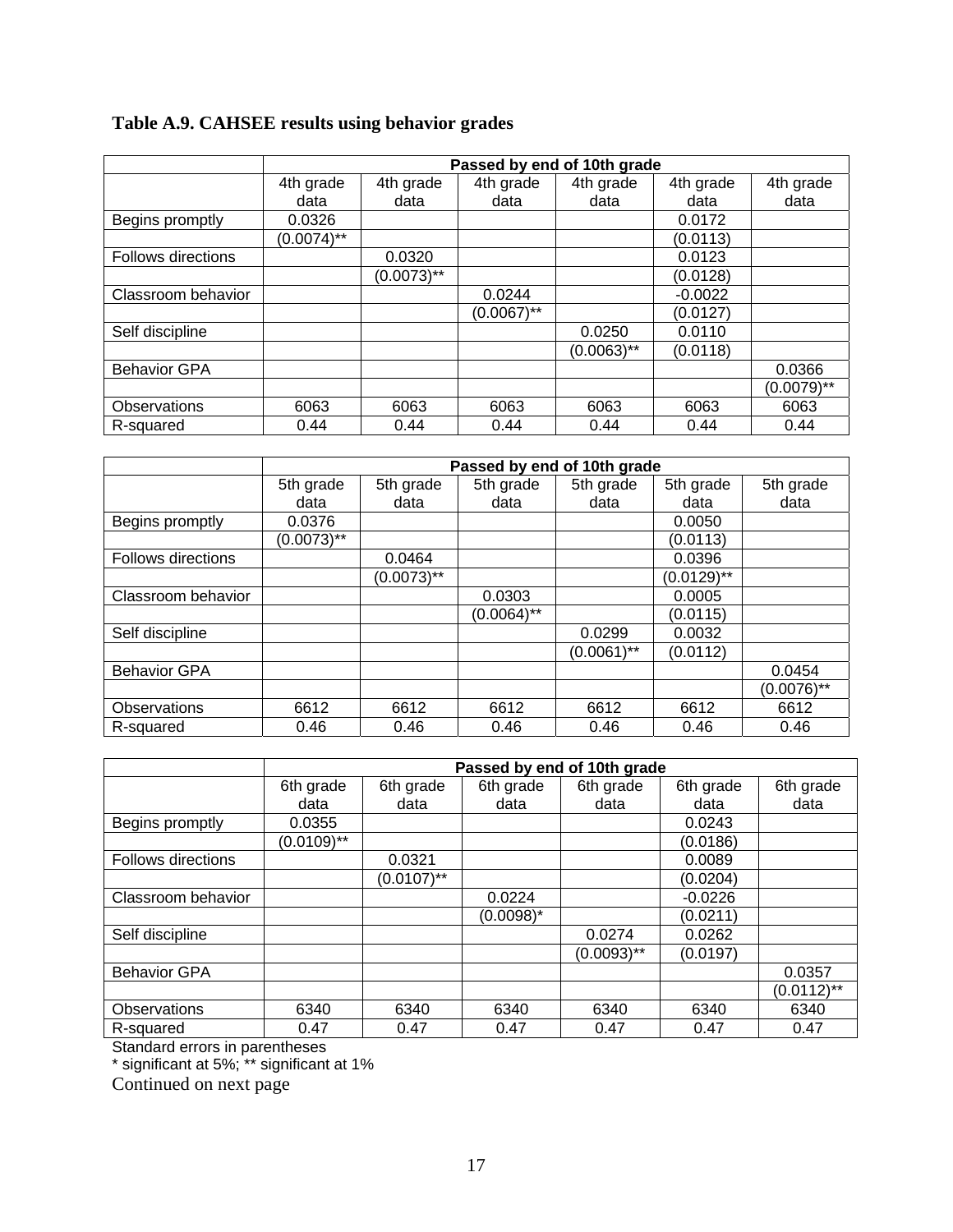**Table A.9. CAHSEE results using behavior grades**

| | Passed by end of 10th grade | | | | | |
|---|---|---|---|---|---|---|
| | 4th grade data | 4th grade data | 4th grade data | 4th grade data | 4th grade data | 4th grade data |
| Begins promptly | 0.0326 | | | | 0.0172 | |
| | (0.0074)** | | | | (0.0113) | |
| Follows directions | | 0.0320 | | | 0.0123 | |
| | | (0.0073)** | | | (0.0128) | |
| Classroom behavior | | | 0.0244 | | -0.0022 | |
| | | | (0.0067)** | | (0.0127) | |
| Self discipline | | | | 0.0250 | 0.0110 | |
| | | | | (0.0063)** | (0.0118) | |
| Behavior GPA | | | | | | 0.0366 |
| | | | | | | (0.0079)** |
| Observations | 6063 | 6063 | 6063 | 6063 | 6063 | 6063 |
| R-squared | 0.44 | 0.44 | 0.44 | 0.44 | 0.44 | 0.44 |

| | Passed by end of 10th grade | | | | | |
|---|---|---|---|---|---|---|
| | 5th grade data | 5th grade data | 5th grade data | 5th grade data | 5th grade data | 5th grade data |
| Begins promptly | 0.0376 | | | | 0.0050 | |
| | (0.0073)** | | | | (0.0113) | |
| Follows directions | | 0.0464 | | | 0.0396 | |
| | | (0.0073)** | | | (0.0129)** | |
| Classroom behavior | | | 0.0303 | | 0.0005 | |
| | | | (0.0064)** | | (0.0115) | |
| Self discipline | | | | 0.0299 | 0.0032 | |
| | | | | (0.0061)** | (0.0112) | |
| Behavior GPA | | | | | | 0.0454 |
| | | | | | | (0.0076)** |
| Observations | 6612 | 6612 | 6612 | 6612 | 6612 | 6612 |
| R-squared | 0.46 | 0.46 | 0.46 | 0.46 | 0.46 | 0.46 |

| | Passed by end of 10th grade | | | | | |
|---|---|---|---|---|---|---|
| | 6th grade data | 6th grade data | 6th grade data | 6th grade data | 6th grade data | 6th grade data |
| Begins promptly | 0.0355 | | | | 0.0243 | |
| | (0.0109)** | | | | (0.0186) | |
| Follows directions | | 0.0321 | | | 0.0089 | |
| | | (0.0107)** | | | (0.0204) | |
| Classroom behavior | | | 0.0224 | | -0.0226 | |
| | | | (0.0098)* | | (0.0211) | |
| Self discipline | | | | 0.0274 | 0.0262 | |
| | | | | (0.0093)** | (0.0197) | |
| Behavior GPA | | | | | | 0.0357 |
| | | | | | | (0.0112)** |
| Observations | 6340 | 6340 | 6340 | 6340 | 6340 | 6340 |
| R-squared | 0.47 | 0.47 | 0.47 | 0.47 | 0.47 | 0.47 |

Standard errors in parentheses

* significant at 5%; ** significant at 1%

Continued on next page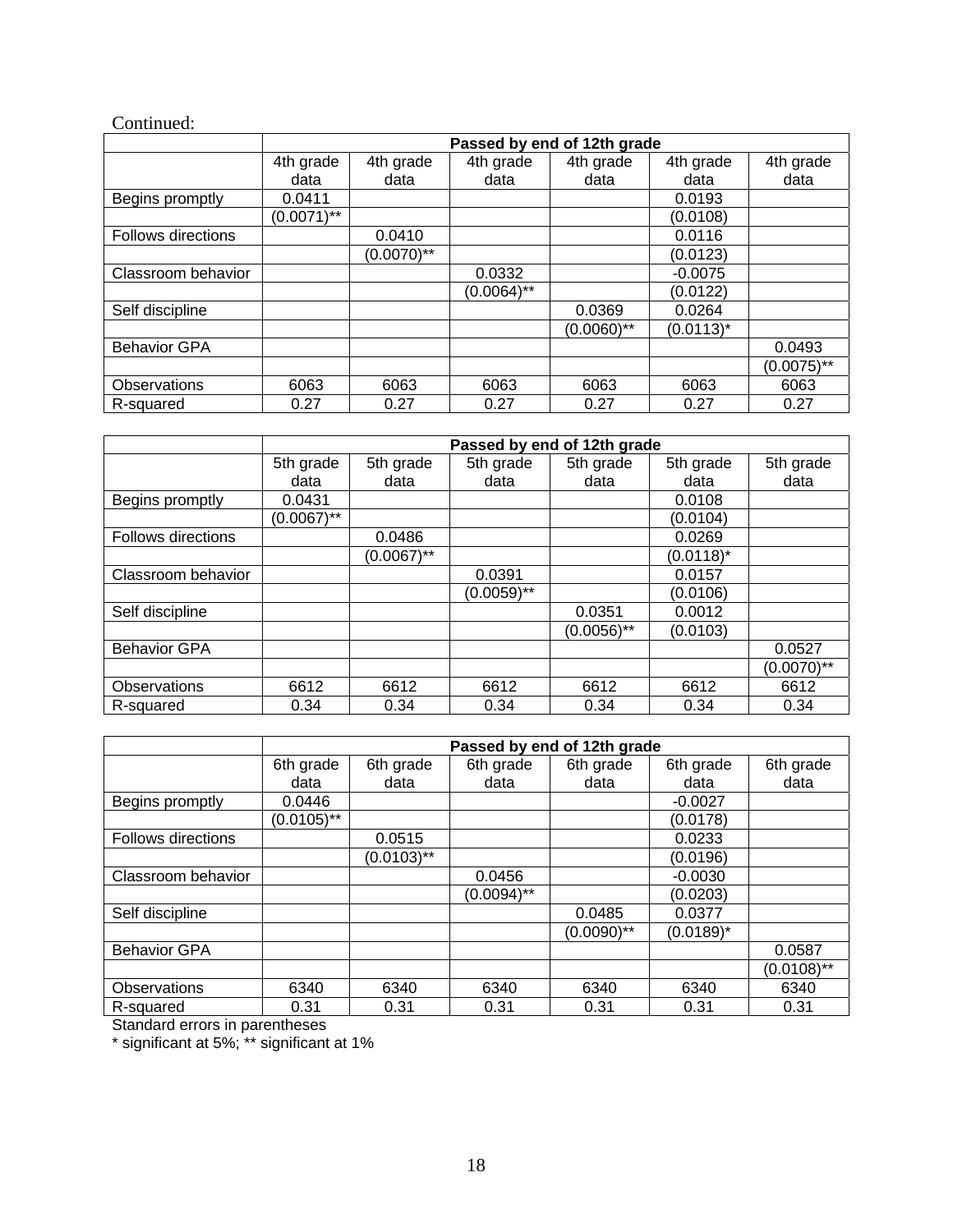Continued:

| | Passed by end of 12th grade | | | | | |
|---|---|---|---|---|---|---|
| | 4th grade data | 4th grade data | 4th grade data | 4th grade data | 4th grade data | 4th grade data |
| Begins promptly | 0.0411 | | | | 0.0193 | |
| | (0.0071)** | | | | (0.0108) | |
| Follows directions | | 0.0410 | | | 0.0116 | |
| | | (0.0070)** | | | (0.0123) | |
| Classroom behavior | | | 0.0332 | | -0.0075 | |
| | | | (0.0064)** | | (0.0122) | |
| Self discipline | | | | 0.0369 | 0.0264 | |
| | | | | (0.0060)** | (0.0113)* | |
| Behavior GPA | | | | | | 0.0493 |
| | | | | | | (0.0075)** |
| Observations | 6063 | 6063 | 6063 | 6063 | 6063 | 6063 |
| R-squared | 0.27 | 0.27 | 0.27 | 0.27 | 0.27 | 0.27 |

| | Passed by end of 12th grade | | | | | |
|---|---|---|---|---|---|---|
| | 5th grade data | 5th grade data | 5th grade data | 5th grade data | 5th grade data | 5th grade data |
| Begins promptly | 0.0431 | | | | 0.0108 | |
| | (0.0067)** | | | | (0.0104) | |
| Follows directions | | 0.0486 | | | 0.0269 | |
| | | (0.0067)** | | | (0.0118)* | |
| Classroom behavior | | | 0.0391 | | 0.0157 | |
| | | | (0.0059)** | | (0.0106) | |
| Self discipline | | | | 0.0351 | 0.0012 | |
| | | | | (0.0056)** | (0.0103) | |
| Behavior GPA | | | | | | 0.0527 |
| | | | | | | (0.0070)** |
| Observations | 6612 | 6612 | 6612 | 6612 | 6612 | 6612 |
| R-squared | 0.34 | 0.34 | 0.34 | 0.34 | 0.34 | 0.34 |

| | Passed by end of 12th grade | | | | | |
|---|---|---|---|---|---|---|
| | 6th grade data | 6th grade data | 6th grade data | 6th grade data | 6th grade data | 6th grade data |
| Begins promptly | 0.0446 | | | | -0.0027 | |
| | (0.0105)** | | | | (0.0178) | |
| Follows directions | | 0.0515 | | | 0.0233 | |
| | | (0.0103)** | | | (0.0196) | |
| Classroom behavior | | | 0.0456 | | -0.0030 | |
| | | | (0.0094)** | | (0.0203) | |
| Self discipline | | | | 0.0485 | 0.0377 | |
| | | | | (0.0090)** | (0.0189)* | |
| Behavior GPA | | | | | | 0.0587 |
| | | | | | | (0.0108)** |
| Observations | 6340 | 6340 | 6340 | 6340 | 6340 | 6340 |
| R-squared | 0.31 | 0.31 | 0.31 | 0.31 | 0.31 | 0.31 |

Standard errors in parentheses

* significant at 5%; ** significant at 1%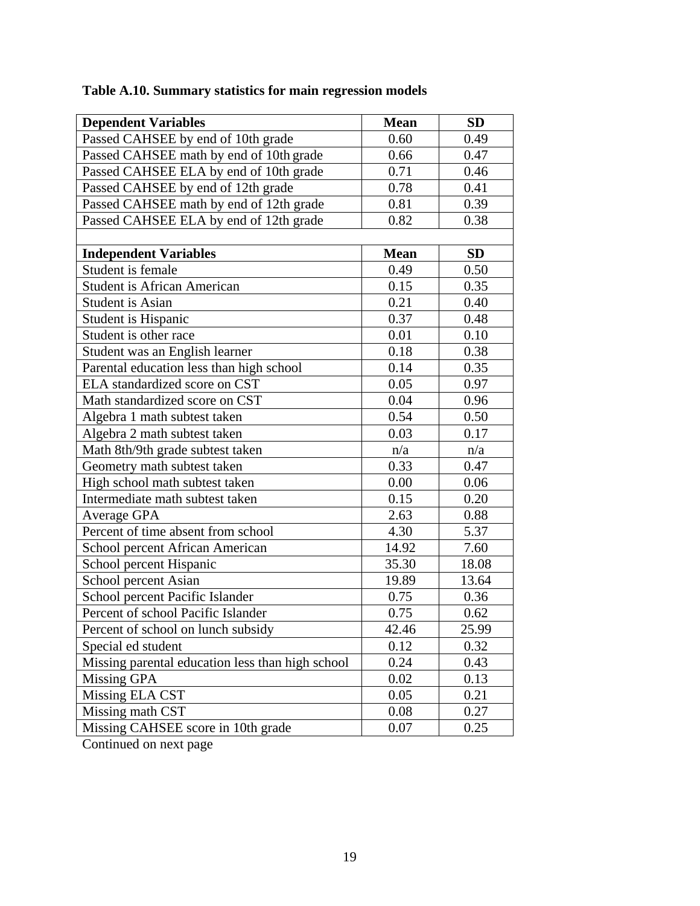**Table A.10. Summary statistics for main regression models**

| Dependent Variables | Mean | SD |
|---|---|---|
| Passed CAHSEE by end of 10th grade | 0.60 | 0.49 |
| Passed CAHSEE math by end of 10th grade | 0.66 | 0.47 |
| Passed CAHSEE ELA by end of 10th grade | 0.71 | 0.46 |
| Passed CAHSEE by end of 12th grade | 0.78 | 0.41 |
| Passed CAHSEE math by end of 12th grade | 0.81 | 0.39 |
| Passed CAHSEE ELA by end of 12th grade | 0.82 | 0.38 |
| | | |
| **Independent Variables** | **Mean** | **SD** |
| Student is female | 0.49 | 0.50 |
| Student is African American | 0.15 | 0.35 |
| Student is Asian | 0.21 | 0.40 |
| Student is Hispanic | 0.37 | 0.48 |
| Student is other race | 0.01 | 0.10 |
| Student was an English learner | 0.18 | 0.38 |
| Parental education less than high school | 0.14 | 0.35 |
| ELA standardized score on CST | 0.05 | 0.97 |
| Math standardized score on CST | 0.04 | 0.96 |
| Algebra 1 math subtest taken | 0.54 | 0.50 |
| Algebra 2 math subtest taken | 0.03 | 0.17 |
| Math 8th/9th grade subtest taken | n/a | n/a |
| Geometry math subtest taken | 0.33 | 0.47 |
| High school math subtest taken | 0.00 | 0.06 |
| Intermediate math subtest taken | 0.15 | 0.20 |
| Average GPA | 2.63 | 0.88 |
| Percent of time absent from school | 4.30 | 5.37 |
| School percent African American | 14.92 | 7.60 |
| School percent Hispanic | 35.30 | 18.08 |
| School percent Asian | 19.89 | 13.64 |
| School percent Pacific Islander | 0.75 | 0.36 |
| Percent of school Pacific Islander | 0.75 | 0.62 |
| Percent of school on lunch subsidy | 42.46 | 25.99 |
| Special ed student | 0.12 | 0.32 |
| Missing parental education less than high school | 0.24 | 0.43 |
| Missing GPA | 0.02 | 0.13 |
| Missing ELA CST | 0.05 | 0.21 |
| Missing math CST | 0.08 | 0.27 |
| Missing CAHSEE score in 10th grade | 0.07 | 0.25 |

Continued on next page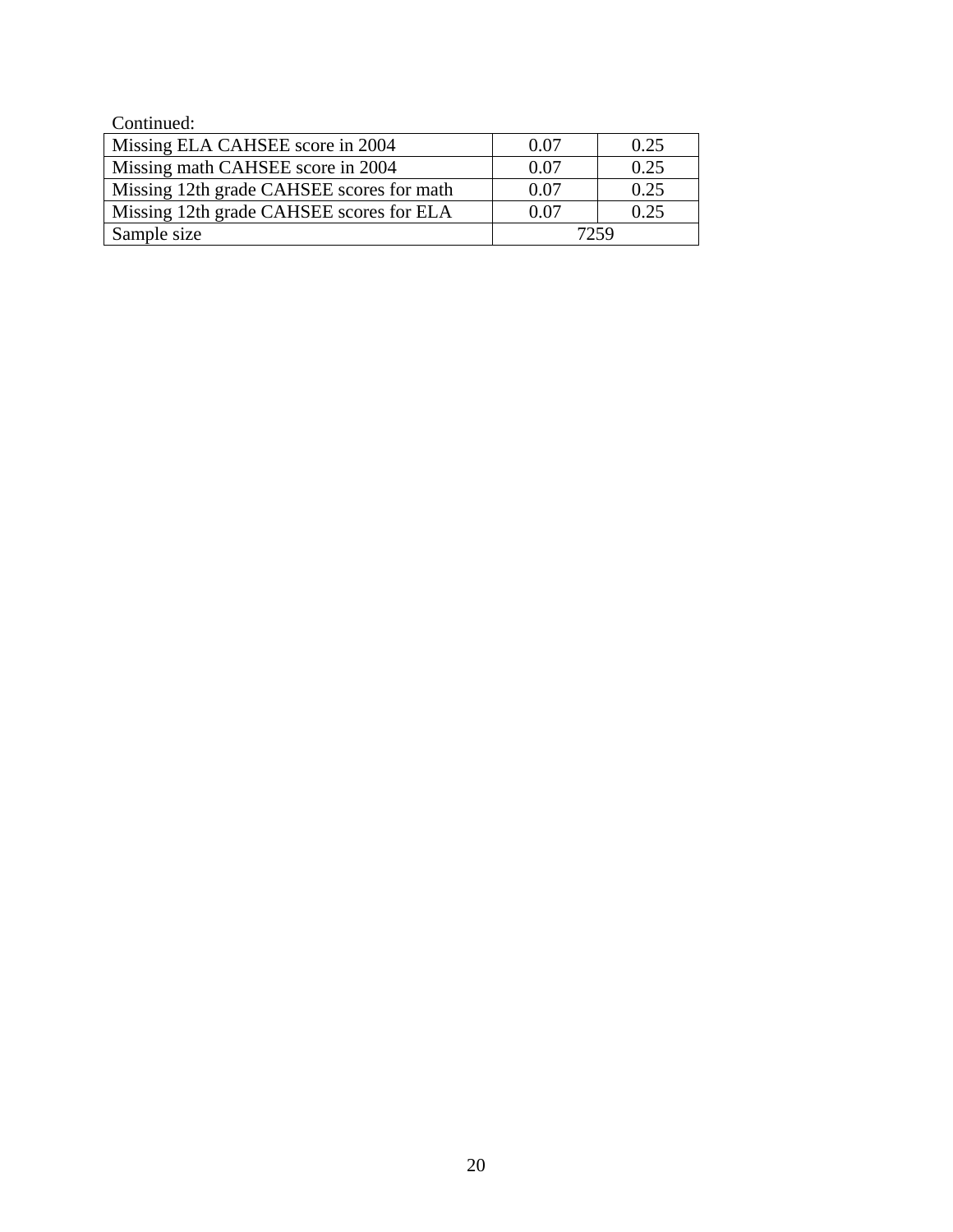Continued:

| | | |
|---|---|---|
| Missing ELA CAHSEE score in 2004 | 0.07 | 0.25 |
| Missing math CAHSEE score in 2004 | 0.07 | 0.25 |
| Missing 12th grade CAHSEE scores for math | 0.07 | 0.25 |
| Missing 12th grade CAHSEE scores for ELA | 0.07 | 0.25 |
| Sample size | 7259 | |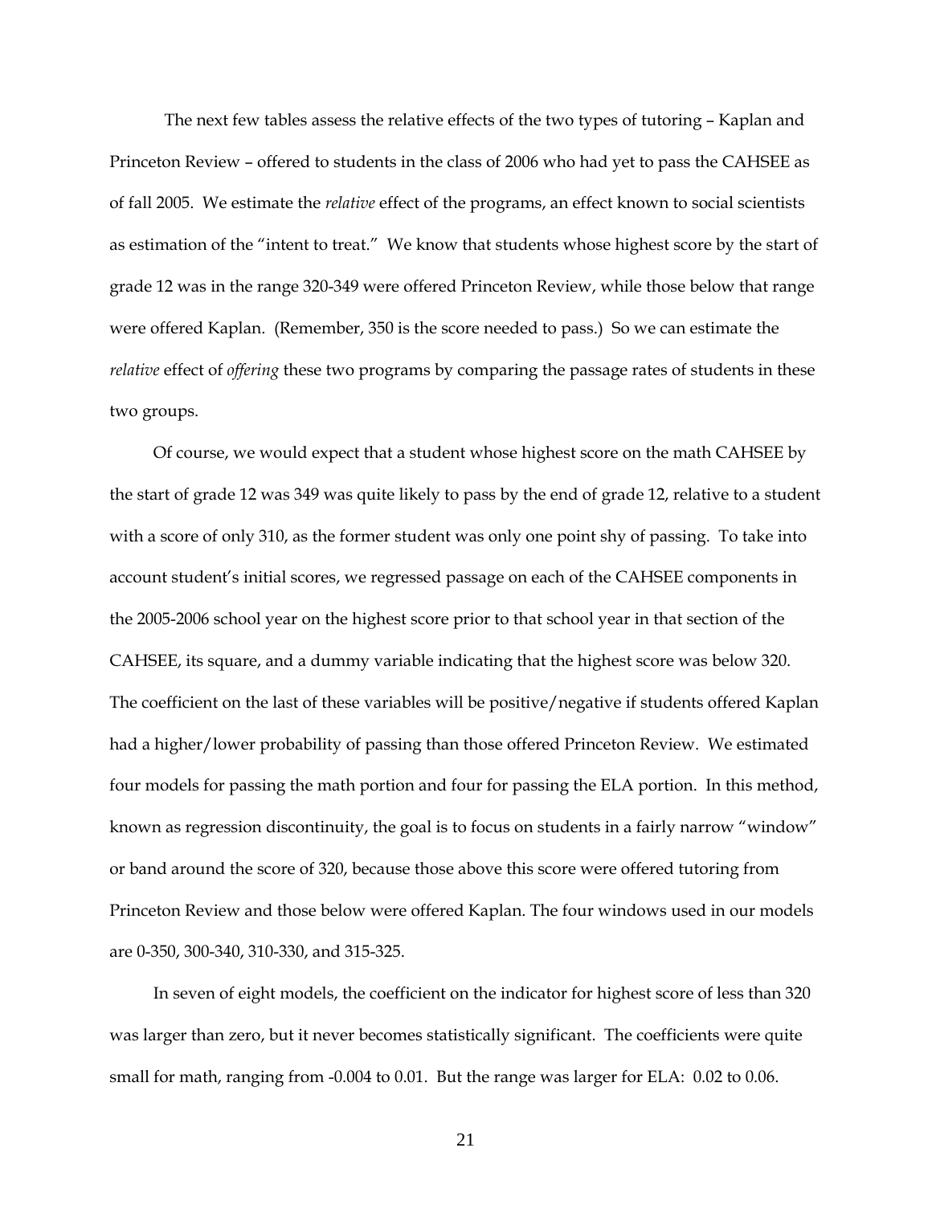The next few tables assess the relative effects of the two types of tutoring – Kaplan and Princeton Review – offered to students in the class of 2006 who had yet to pass the CAHSEE as of fall 2005. We estimate the *relative* effect of the programs, an effect known to social scientists as estimation of the "intent to treat." We know that students whose highest score by the start of grade 12 was in the range 320-349 were offered Princeton Review, while those below that range were offered Kaplan. (Remember, 350 is the score needed to pass.) So we can estimate the *relative* effect of *offering* these two programs by comparing the passage rates of students in these two groups.

Of course, we would expect that a student whose highest score on the math CAHSEE by the start of grade 12 was 349 was quite likely to pass by the end of grade 12, relative to a student with a score of only 310, as the former student was only one point shy of passing. To take into account student's initial scores, we regressed passage on each of the CAHSEE components in the 2005-2006 school year on the highest score prior to that school year in that section of the CAHSEE, its square, and a dummy variable indicating that the highest score was below 320. The coefficient on the last of these variables will be positive/negative if students offered Kaplan had a higher/lower probability of passing than those offered Princeton Review. We estimated four models for passing the math portion and four for passing the ELA portion. In this method, known as regression discontinuity, the goal is to focus on students in a fairly narrow "window" or band around the score of 320, because those above this score were offered tutoring from Princeton Review and those below were offered Kaplan. The four windows used in our models are 0-350, 300-340, 310-330, and 315-325.

In seven of eight models, the coefficient on the indicator for highest score of less than 320 was larger than zero, but it never becomes statistically significant. The coefficients were quite small for math, ranging from -0.004 to 0.01. But the range was larger for ELA: 0.02 to 0.06.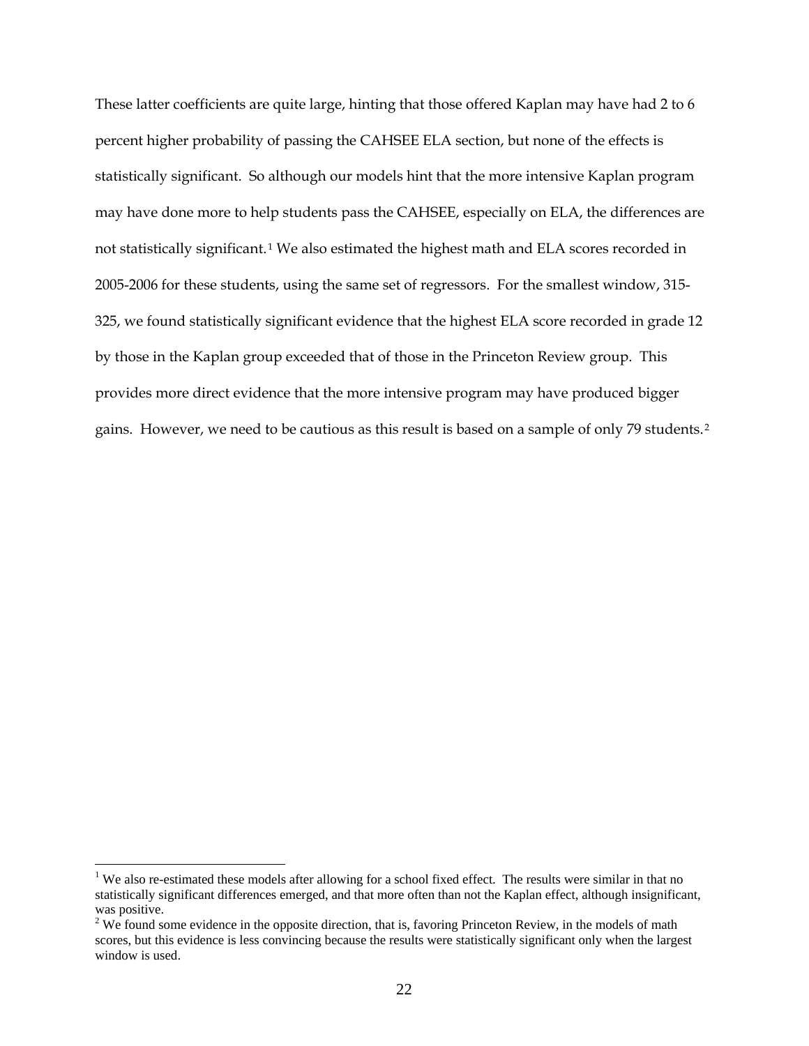These latter coefficients are quite large, hinting that those offered Kaplan may have had 2 to 6 percent higher probability of passing the CAHSEE ELA section, but none of the effects is statistically significant. So although our models hint that the more intensive Kaplan program may have done more to help students pass the CAHSEE, especially on ELA, the differences are not statistically significant.[1] We also estimated the highest math and ELA scores recorded in 2005-2006 for these students, using the same set of regressors. For the smallest window, 315-325, we found statistically significant evidence that the highest ELA score recorded in grade 12 by those in the Kaplan group exceeded that of those in the Princeton Review group. This provides more direct evidence that the more intensive program may have produced bigger gains. However, we need to be cautious as this result is based on a sample of only 79 students.[2]

---

[1] We also re-estimated these models after allowing for a school fixed effect. The results were similar in that no statistically significant differences emerged, and that more often than not the Kaplan effect, although insignificant, was positive.

[2] We found some evidence in the opposite direction, that is, favoring Princeton Review, in the models of math scores, but this evidence is less convincing because the results were statistically significant only when the largest window is used.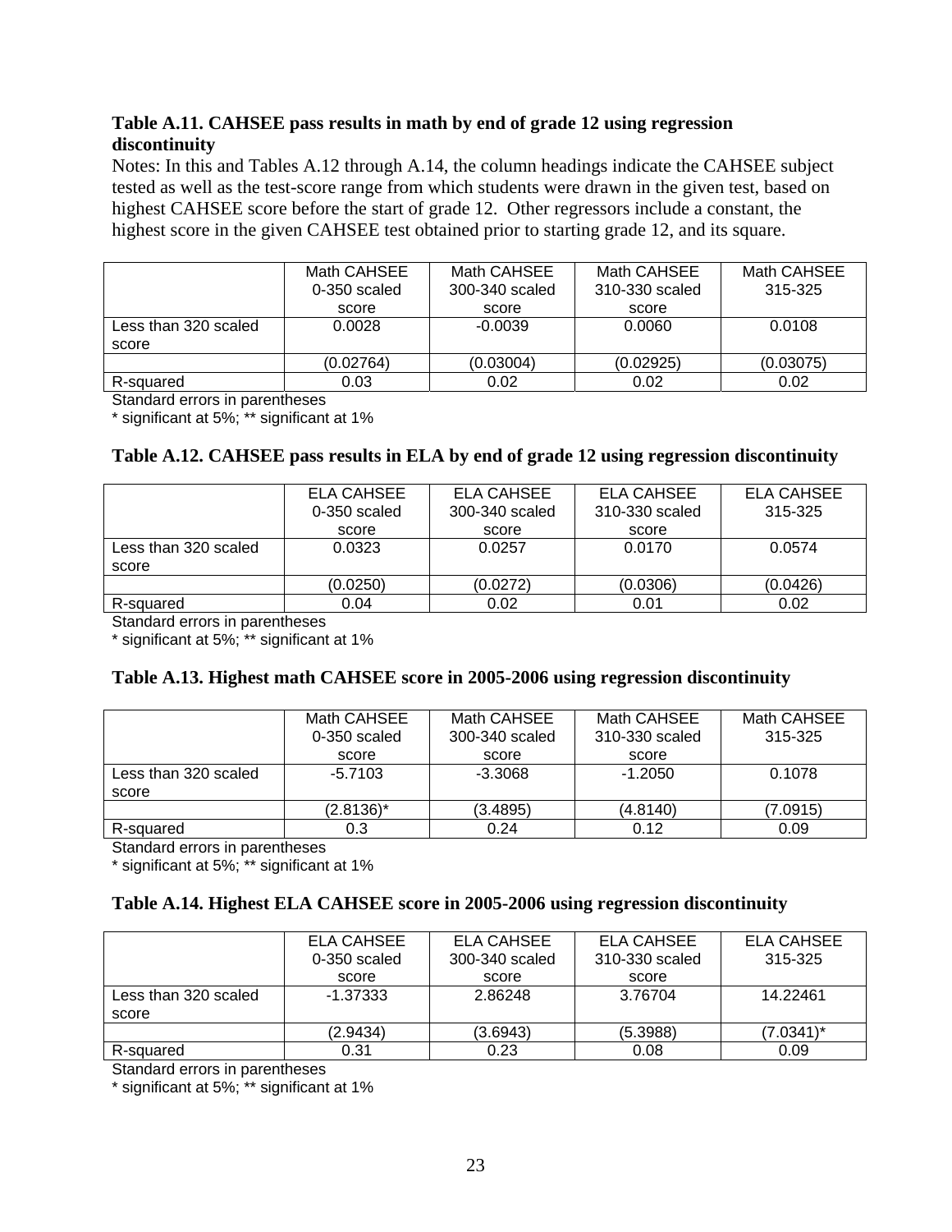**Table A.11. CAHSEE pass results in math by end of grade 12 using regression discontinuity**

Notes: In this and Tables A.12 through A.14, the column headings indicate the CAHSEE subject tested as well as the test-score range from which students were drawn in the given test, based on highest CAHSEE score before the start of grade 12. Other regressors include a constant, the highest score in the given CAHSEE test obtained prior to starting grade 12, and its square.

| | Math CAHSEE 0-350 scaled score | Math CAHSEE 300-340 scaled score | Math CAHSEE 310-330 scaled score | Math CAHSEE 315-325 |
|---|---|---|---|---|
| Less than 320 scaled score | 0.0028 | -0.0039 | 0.0060 | 0.0108 |
| | (0.02764) | (0.03004) | (0.02925) | (0.03075) |
| R-squared | 0.03 | 0.02 | 0.02 | 0.02 |

Standard errors in parentheses

* significant at 5%; ** significant at 1%

**Table A.12. CAHSEE pass results in ELA by end of grade 12 using regression discontinuity**

| | ELA CAHSEE 0-350 scaled score | ELA CAHSEE 300-340 scaled score | ELA CAHSEE 310-330 scaled score | ELA CAHSEE 315-325 |
|---|---|---|---|---|
| Less than 320 scaled score | 0.0323 | 0.0257 | 0.0170 | 0.0574 |
| | (0.0250) | (0.0272) | (0.0306) | (0.0426) |
| R-squared | 0.04 | 0.02 | 0.01 | 0.02 |

Standard errors in parentheses

* significant at 5%; ** significant at 1%

**Table A.13. Highest math CAHSEE score in 2005-2006 using regression discontinuity**

| | Math CAHSEE 0-350 scaled score | Math CAHSEE 300-340 scaled score | Math CAHSEE 310-330 scaled score | Math CAHSEE 315-325 |
|---|---|---|---|---|
| Less than 320 scaled score | -5.7103 | -3.3068 | -1.2050 | 0.1078 |
| | (2.8136)* | (3.4895) | (4.8140) | (7.0915) |
| R-squared | 0.3 | 0.24 | 0.12 | 0.09 |

Standard errors in parentheses

* significant at 5%; ** significant at 1%

**Table A.14. Highest ELA CAHSEE score in 2005-2006 using regression discontinuity**

| | ELA CAHSEE 0-350 scaled score | ELA CAHSEE 300-340 scaled score | ELA CAHSEE 310-330 scaled score | ELA CAHSEE 315-325 |
|---|---|---|---|---|
| Less than 320 scaled score | -1.37333 | 2.86248 | 3.76704 | 14.22461 |
| | (2.9434) | (3.6943) | (5.3988) | (7.0341)* |
| R-squared | 0.31 | 0.23 | 0.08 | 0.09 |

Standard errors in parentheses

* significant at 5%; ** significant at 1%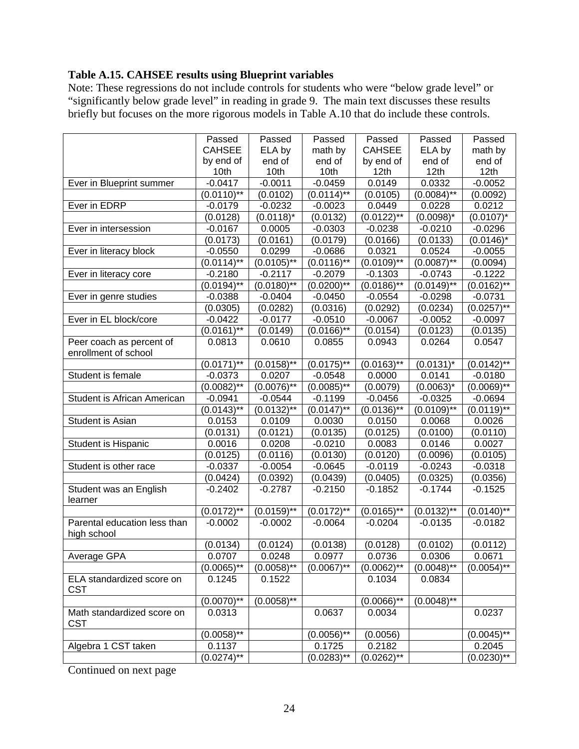**Table A.15. CAHSEE results using Blueprint variables**

Note: These regressions do not include controls for students who were "below grade level" or "significantly below grade level" in reading in grade 9. The main text discusses these results briefly but focuses on the more rigorous models in Table A.10 that do include these controls.

| | Passed CAHSEE by end of 10th | Passed ELA by end of 10th | Passed math by end of 10th | Passed CAHSEE by end of 12th | Passed ELA by end of 12th | Passed math by end of 12th |
|---|---|---|---|---|---|---|
| Ever in Blueprint summer | -0.0417 | -0.0011 | -0.0459 | 0.0149 | 0.0332 | -0.0052 |
| | (0.0110)** | (0.0102) | (0.0114)** | (0.0105) | (0.0084)** | (0.0092) |
| Ever in EDRP | -0.0179 | -0.0232 | -0.0023 | 0.0449 | 0.0228 | 0.0212 |
| | (0.0128) | (0.0118)* | (0.0132) | (0.0122)** | (0.0098)* | (0.0107)* |
| Ever in intersession | -0.0167 | 0.0005 | -0.0303 | -0.0238 | -0.0210 | -0.0296 |
| | (0.0173) | (0.0161) | (0.0179) | (0.0166) | (0.0133) | (0.0146)* |
| Ever in literacy block | -0.0550 | 0.0299 | -0.0686 | 0.0321 | 0.0524 | -0.0055 |
| | (0.0114)** | (0.0105)** | (0.0116)** | (0.0109)** | (0.0087)** | (0.0094) |
| Ever in literacy core | -0.2180 | -0.2117 | -0.2079 | -0.1303 | -0.0743 | -0.1222 |
| | (0.0194)** | (0.0180)** | (0.0200)** | (0.0186)** | (0.0149)** | (0.0162)** |
| Ever in genre studies | -0.0388 | -0.0404 | -0.0450 | -0.0554 | -0.0298 | -0.0731 |
| | (0.0305) | (0.0282) | (0.0316) | (0.0292) | (0.0234) | (0.0257)** |
| Ever in EL block/core | -0.0422 | -0.0177 | -0.0510 | -0.0067 | -0.0052 | -0.0097 |
| | (0.0161)** | (0.0149) | (0.0166)** | (0.0154) | (0.0123) | (0.0135) |
| Peer coach as percent of enrollment of school | 0.0813 | 0.0610 | 0.0855 | 0.0943 | 0.0264 | 0.0547 |
| | (0.0171)** | (0.0158)** | (0.0175)** | (0.0163)** | (0.0131)* | (0.0142)** |
| Student is female | -0.0373 | 0.0207 | -0.0548 | 0.0000 | 0.0141 | -0.0180 |
| | (0.0082)** | (0.0076)** | (0.0085)** | (0.0079) | (0.0063)* | (0.0069)** |
| Student is African American | -0.0941 | -0.0544 | -0.1199 | -0.0456 | -0.0325 | -0.0694 |
| | (0.0143)** | (0.0132)** | (0.0147)** | (0.0136)** | (0.0109)** | (0.0119)** |
| Student is Asian | 0.0153 | 0.0109 | 0.0030 | 0.0150 | 0.0068 | 0.0026 |
| | (0.0131) | (0.0121) | (0.0135) | (0.0125) | (0.0100) | (0.0110) |
| Student is Hispanic | 0.0016 | 0.0208 | -0.0210 | 0.0083 | 0.0146 | 0.0027 |
| | (0.0125) | (0.0116) | (0.0130) | (0.0120) | (0.0096) | (0.0105) |
| Student is other race | -0.0337 | -0.0054 | -0.0645 | -0.0119 | -0.0243 | -0.0318 |
| | (0.0424) | (0.0392) | (0.0439) | (0.0405) | (0.0325) | (0.0356) |
| Student was an English learner | -0.2402 | -0.2787 | -0.2150 | -0.1852 | -0.1744 | -0.1525 |
| | (0.0172)** | (0.0159)** | (0.0172)** | (0.0165)** | (0.0132)** | (0.0140)** |
| Parental education less than high school | -0.0002 | -0.0002 | -0.0064 | -0.0204 | -0.0135 | -0.0182 |
| | (0.0134) | (0.0124) | (0.0138) | (0.0128) | (0.0102) | (0.0112) |
| Average GPA | 0.0707 | 0.0248 | 0.0977 | 0.0736 | 0.0306 | 0.0671 |
| | (0.0065)** | (0.0058)** | (0.0067)** | (0.0062)** | (0.0048)** | (0.0054)** |
| ELA standardized score on CST | 0.1245 | 0.1522 | | 0.1034 | 0.0834 | |
| | (0.0070)** | (0.0058)** | | (0.0066)** | (0.0048)** | |
| Math standardized score on CST | 0.0313 | | 0.0637 | 0.0034 | | 0.0237 |
| | (0.0058)** | | (0.0056)** | (0.0056) | | (0.0045)** |
| Algebra 1 CST taken | 0.1137 | | 0.1725 | 0.2182 | | 0.2045 |
| | (0.0274)** | | (0.0283)** | (0.0262)** | | (0.0230)** |

Continued on next page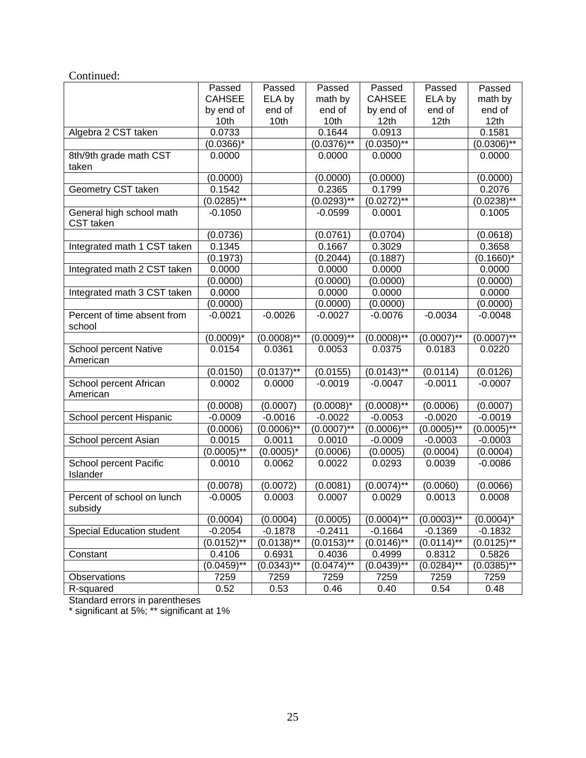Continued:

| | Passed CAHSEE by end of 10th | Passed ELA by end of 10th | Passed math by end of 10th | Passed CAHSEE by end of 12th | Passed ELA by end of 12th | Passed math by end of 12th |
|---|---|---|---|---|---|---|
| Algebra 2 CST taken | 0.0733 | | 0.1644 | 0.0913 | | 0.1581 |
| | (0.0366)* | | (0.0376)** | (0.0350)** | | (0.0306)** |
| 8th/9th grade math CST taken | 0.0000 | | 0.0000 | 0.0000 | | 0.0000 |
| | (0.0000) | | (0.0000) | (0.0000) | | (0.0000) |
| Geometry CST taken | 0.1542 | | 0.2365 | 0.1799 | | 0.2076 |
| | (0.0285)** | | (0.0293)** | (0.0272)** | | (0.0238)** |
| General high school math CST taken | -0.1050 | | -0.0599 | 0.0001 | | 0.1005 |
| | (0.0736) | | (0.0761) | (0.0704) | | (0.0618) |
| Integrated math 1 CST taken | 0.1345 | | 0.1667 | 0.3029 | | 0.3658 |
| | (0.1973) | | (0.2044) | (0.1887) | | (0.1660)* |
| Integrated math 2 CST taken | 0.0000 | | 0.0000 | 0.0000 | | 0.0000 |
| | (0.0000) | | (0.0000) | (0.0000) | | (0.0000) |
| Integrated math 3 CST taken | 0.0000 | | 0.0000 | 0.0000 | | 0.0000 |
| | (0.0000) | | (0.0000) | (0.0000) | | (0.0000) |
| Percent of time absent from school | -0.0021 | -0.0026 | -0.0027 | -0.0076 | -0.0034 | -0.0048 |
| | (0.0009)* | (0.0008)** | (0.0009)** | (0.0008)** | (0.0007)** | (0.0007)** |
| School percent Native American | 0.0154 | 0.0361 | 0.0053 | 0.0375 | 0.0183 | 0.0220 |
| | (0.0150) | (0.0137)** | (0.0155) | (0.0143)** | (0.0114) | (0.0126) |
| School percent African American | 0.0002 | 0.0000 | -0.0019 | -0.0047 | -0.0011 | -0.0007 |
| | (0.0008) | (0.0007) | (0.0008)* | (0.0008)** | (0.0006) | (0.0007) |
| School percent Hispanic | -0.0009 | -0.0016 | -0.0022 | -0.0053 | -0.0020 | -0.0019 |
| | (0.0006) | (0.0006)** | (0.0007)** | (0.0006)** | (0.0005)** | (0.0005)** |
| School percent Asian | 0.0015 | 0.0011 | 0.0010 | -0.0009 | -0.0003 | -0.0003 |
| | (0.0005)** | (0.0005)* | (0.0006) | (0.0005) | (0.0004) | (0.0004) |
| School percent Pacific Islander | 0.0010 | 0.0062 | 0.0022 | 0.0293 | 0.0039 | -0.0086 |
| | (0.0078) | (0.0072) | (0.0081) | (0.0074)** | (0.0060) | (0.0066) |
| Percent of school on lunch subsidy | -0.0005 | 0.0003 | 0.0007 | 0.0029 | 0.0013 | 0.0008 |
| | (0.0004) | (0.0004) | (0.0005) | (0.0004)** | (0.0003)** | (0.0004)* |
| Special Education student | -0.2054 | -0.1878 | -0.2411 | -0.1664 | -0.1369 | -0.1832 |
| | (0.0152)** | (0.0138)** | (0.0153)** | (0.0146)** | (0.0114)** | (0.0125)** |
| Constant | 0.4106 | 0.6931 | 0.4036 | 0.4999 | 0.8312 | 0.5826 |
| | (0.0459)** | (0.0343)** | (0.0474)** | (0.0439)** | (0.0284)** | (0.0385)** |
| Observations | 7259 | 7259 | 7259 | 7259 | 7259 | 7259 |
| R-squared | 0.52 | 0.53 | 0.46 | 0.40 | 0.54 | 0.48 |

Standard errors in parentheses
* significant at 5%; ** significant at 1%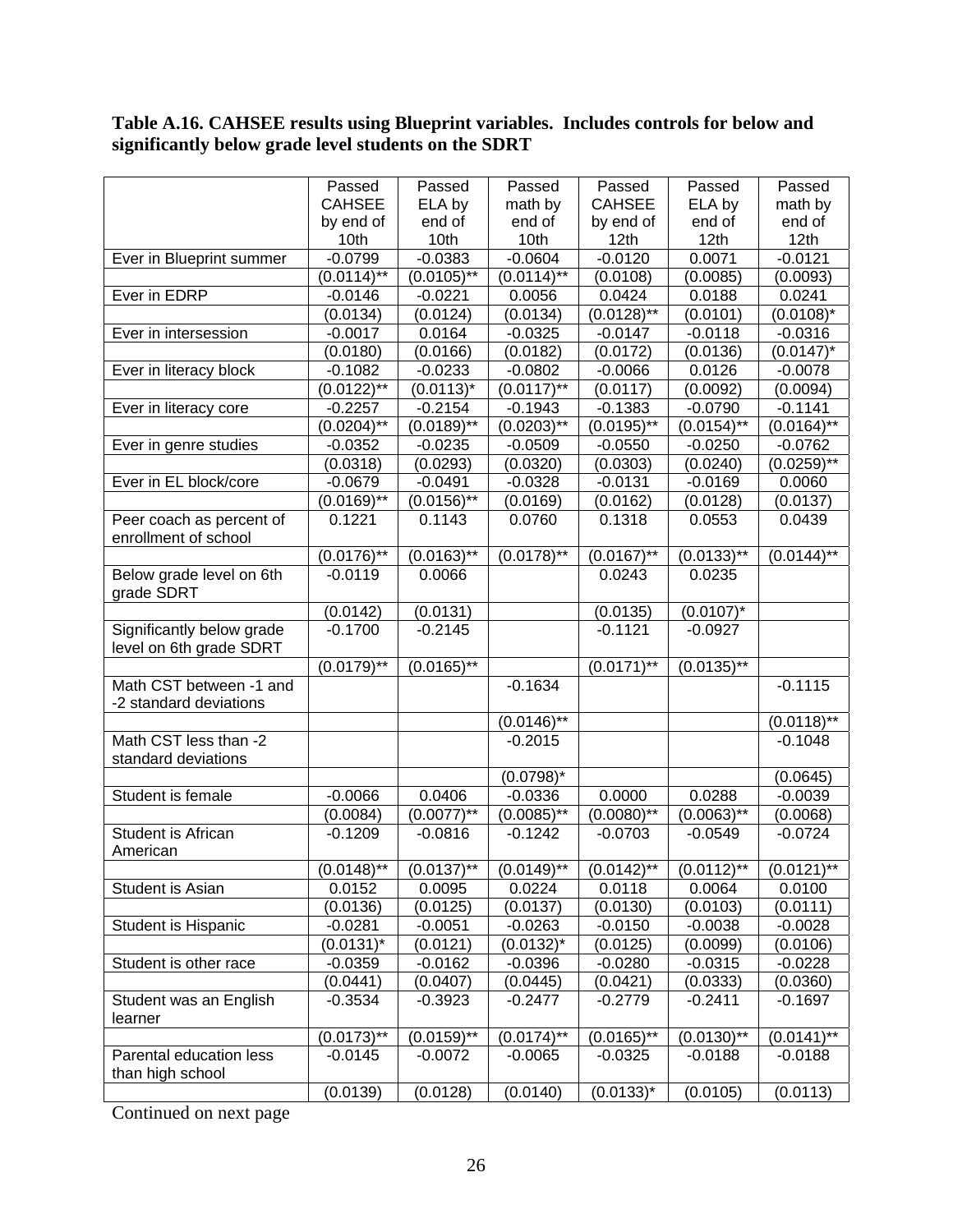**Table A.16. CAHSEE results using Blueprint variables. Includes controls for below and significantly below grade level students on the SDRT**

| | Passed CAHSEE by end of 10th | Passed ELA by end of 10th | Passed math by end of 10th | Passed CAHSEE by end of 12th | Passed ELA by end of 12th | Passed math by end of 12th |
|---|---|---|---|---|---|---|
| Ever in Blueprint summer | -0.0799 | -0.0383 | -0.0604 | -0.0120 | 0.0071 | -0.0121 |
| | (0.0114)** | (0.0105)** | (0.0114)** | (0.0108) | (0.0085) | (0.0093) |
| Ever in EDRP | -0.0146 | -0.0221 | 0.0056 | 0.0424 | 0.0188 | 0.0241 |
| | (0.0134) | (0.0124) | (0.0134) | (0.0128)** | (0.0101) | (0.0108)* |
| Ever in intersession | -0.0017 | 0.0164 | -0.0325 | -0.0147 | -0.0118 | -0.0316 |
| | (0.0180) | (0.0166) | (0.0182) | (0.0172) | (0.0136) | (0.0147)* |
| Ever in literacy block | -0.1082 | -0.0233 | -0.0802 | -0.0066 | 0.0126 | -0.0078 |
| | (0.0122)** | (0.0113)* | (0.0117)** | (0.0117) | (0.0092) | (0.0094) |
| Ever in literacy core | -0.2257 | -0.2154 | -0.1943 | -0.1383 | -0.0790 | -0.1141 |
| | (0.0204)** | (0.0189)** | (0.0203)** | (0.0195)** | (0.0154)** | (0.0164)** |
| Ever in genre studies | -0.0352 | -0.0235 | -0.0509 | -0.0550 | -0.0250 | -0.0762 |
| | (0.0318) | (0.0293) | (0.0320) | (0.0303) | (0.0240) | (0.0259)** |
| Ever in EL block/core | -0.0679 | -0.0491 | -0.0328 | -0.0131 | -0.0169 | 0.0060 |
| | (0.0169)** | (0.0156)** | (0.0169) | (0.0162) | (0.0128) | (0.0137) |
| Peer coach as percent of enrollment of school | 0.1221 | 0.1143 | 0.0760 | 0.1318 | 0.0553 | 0.0439 |
| | (0.0176)** | (0.0163)** | (0.0178)** | (0.0167)** | (0.0133)** | (0.0144)** |
| Below grade level on 6th grade SDRT | -0.0119 | 0.0066 | | 0.0243 | 0.0235 | |
| | (0.0142) | (0.0131) | | (0.0135) | (0.0107)* | |
| Significantly below grade level on 6th grade SDRT | -0.1700 | -0.2145 | | -0.1121 | -0.0927 | |
| | (0.0179)** | (0.0165)** | | (0.0171)** | (0.0135)** | |
| Math CST between -1 and -2 standard deviations | | | -0.1634 | | | -0.1115 |
| | | | (0.0146)** | | | (0.0118)** |
| Math CST less than -2 standard deviations | | | -0.2015 | | | -0.1048 |
| | | | (0.0798)* | | | (0.0645) |
| Student is female | -0.0066 | 0.0406 | -0.0336 | 0.0000 | 0.0288 | -0.0039 |
| | (0.0084) | (0.0077)** | (0.0085)** | (0.0080)** | (0.0063)** | (0.0068) |
| Student is African American | -0.1209 | -0.0816 | -0.1242 | -0.0703 | -0.0549 | -0.0724 |
| | (0.0148)** | (0.0137)** | (0.0149)** | (0.0142)** | (0.0112)** | (0.0121)** |
| Student is Asian | 0.0152 | 0.0095 | 0.0224 | 0.0118 | 0.0064 | 0.0100 |
| | (0.0136) | (0.0125) | (0.0137) | (0.0130) | (0.0103) | (0.0111) |
| Student is Hispanic | -0.0281 | -0.0051 | -0.0263 | -0.0150 | -0.0038 | -0.0028 |
| | (0.0131)* | (0.0121) | (0.0132)* | (0.0125) | (0.0099) | (0.0106) |
| Student is other race | -0.0359 | -0.0162 | -0.0396 | -0.0280 | -0.0315 | -0.0228 |
| | (0.0441) | (0.0407) | (0.0445) | (0.0421) | (0.0333) | (0.0360) |
| Student was an English learner | -0.3534 | -0.3923 | -0.2477 | -0.2779 | -0.2411 | -0.1697 |
| | (0.0173)** | (0.0159)** | (0.0174)** | (0.0165)** | (0.0130)** | (0.0141)** |
| Parental education less than high school | -0.0145 | -0.0072 | -0.0065 | -0.0325 | -0.0188 | -0.0188 |
| | (0.0139) | (0.0128) | (0.0140) | (0.0133)* | (0.0105) | (0.0113) |

Continued on next page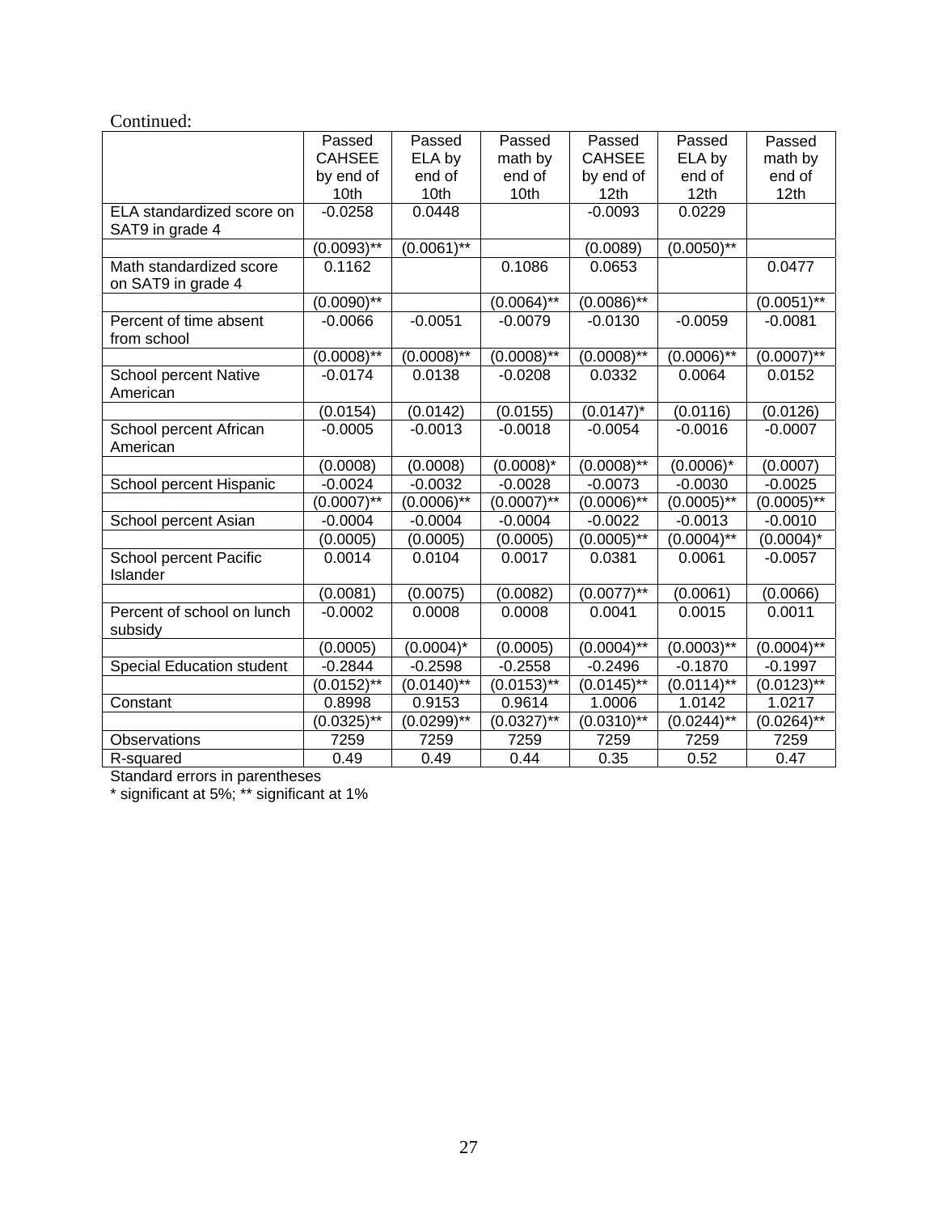Continued:

| | Passed CAHSEE by end of 10th | Passed ELA by end of 10th | Passed math by end of 10th | Passed CAHSEE by end of 12th | Passed ELA by end of 12th | Passed math by end of 12th |
|---|---|---|---|---|---|---|
| ELA standardized score on SAT9 in grade 4 | -0.0258 | 0.0448 | | -0.0093 | 0.0229 | |
| | (0.0093)** | (0.0061)** | | (0.0089) | (0.0050)** | |
| Math standardized score on SAT9 in grade 4 | 0.1162 | | 0.1086 | 0.0653 | | 0.0477 |
| | (0.0090)** | | (0.0064)** | (0.0086)** | | (0.0051)** |
| Percent of time absent from school | -0.0066 | -0.0051 | -0.0079 | -0.0130 | -0.0059 | -0.0081 |
| | (0.0008)** | (0.0008)** | (0.0008)** | (0.0008)** | (0.0006)** | (0.0007)** |
| School percent Native American | -0.0174 | 0.0138 | -0.0208 | 0.0332 | 0.0064 | 0.0152 |
| | (0.0154) | (0.0142) | (0.0155) | (0.0147)* | (0.0116) | (0.0126) |
| School percent African American | -0.0005 | -0.0013 | -0.0018 | -0.0054 | -0.0016 | -0.0007 |
| | (0.0008) | (0.0008) | (0.0008)* | (0.0008)** | (0.0006)* | (0.0007) |
| School percent Hispanic | -0.0024 | -0.0032 | -0.0028 | -0.0073 | -0.0030 | -0.0025 |
| | (0.0007)** | (0.0006)** | (0.0007)** | (0.0006)** | (0.0005)** | (0.0005)** |
| School percent Asian | -0.0004 | -0.0004 | -0.0004 | -0.0022 | -0.0013 | -0.0010 |
| | (0.0005) | (0.0005) | (0.0005) | (0.0005)** | (0.0004)** | (0.0004)* |
| School percent Pacific Islander | 0.0014 | 0.0104 | 0.0017 | 0.0381 | 0.0061 | -0.0057 |
| | (0.0081) | (0.0075) | (0.0082) | (0.0077)** | (0.0061) | (0.0066) |
| Percent of school on lunch subsidy | -0.0002 | 0.0008 | 0.0008 | 0.0041 | 0.0015 | 0.0011 |
| | (0.0005) | (0.0004)* | (0.0005) | (0.0004)** | (0.0003)** | (0.0004)** |
| Special Education student | -0.2844 | -0.2598 | -0.2558 | -0.2496 | -0.1870 | -0.1997 |
| | (0.0152)** | (0.0140)** | (0.0153)** | (0.0145)** | (0.0114)** | (0.0123)** |
| Constant | 0.8998 | 0.9153 | 0.9614 | 1.0006 | 1.0142 | 1.0217 |
| | (0.0325)** | (0.0299)** | (0.0327)** | (0.0310)** | (0.0244)** | (0.0264)** |
| Observations | 7259 | 7259 | 7259 | 7259 | 7259 | 7259 |
| R-squared | 0.49 | 0.49 | 0.44 | 0.35 | 0.52 | 0.47 |

Standard errors in parentheses

* significant at 5%; ** significant at 1%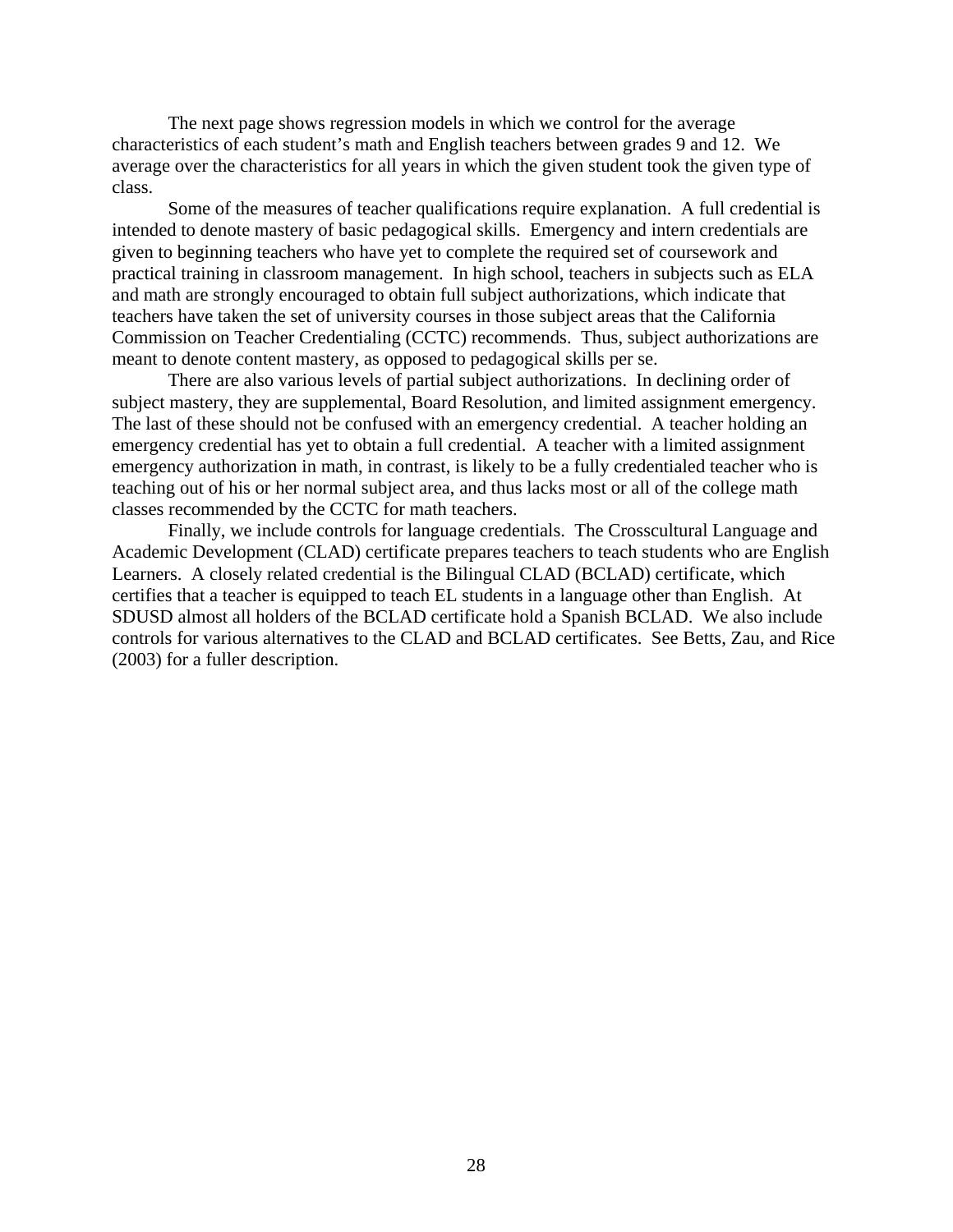The next page shows regression models in which we control for the average characteristics of each student's math and English teachers between grades 9 and 12. We average over the characteristics for all years in which the given student took the given type of class.

Some of the measures of teacher qualifications require explanation. A full credential is intended to denote mastery of basic pedagogical skills. Emergency and intern credentials are given to beginning teachers who have yet to complete the required set of coursework and practical training in classroom management. In high school, teachers in subjects such as ELA and math are strongly encouraged to obtain full subject authorizations, which indicate that teachers have taken the set of university courses in those subject areas that the California Commission on Teacher Credentialing (CCTC) recommends. Thus, subject authorizations are meant to denote content mastery, as opposed to pedagogical skills per se.

There are also various levels of partial subject authorizations. In declining order of subject mastery, they are supplemental, Board Resolution, and limited assignment emergency. The last of these should not be confused with an emergency credential. A teacher holding an emergency credential has yet to obtain a full credential. A teacher with a limited assignment emergency authorization in math, in contrast, is likely to be a fully credentialed teacher who is teaching out of his or her normal subject area, and thus lacks most or all of the college math classes recommended by the CCTC for math teachers.

Finally, we include controls for language credentials. The Crosscultural Language and Academic Development (CLAD) certificate prepares teachers to teach students who are English Learners. A closely related credential is the Bilingual CLAD (BCLAD) certificate, which certifies that a teacher is equipped to teach EL students in a language other than English. At SDUSD almost all holders of the BCLAD certificate hold a Spanish BCLAD. We also include controls for various alternatives to the CLAD and BCLAD certificates. See Betts, Zau, and Rice (2003) for a fuller description.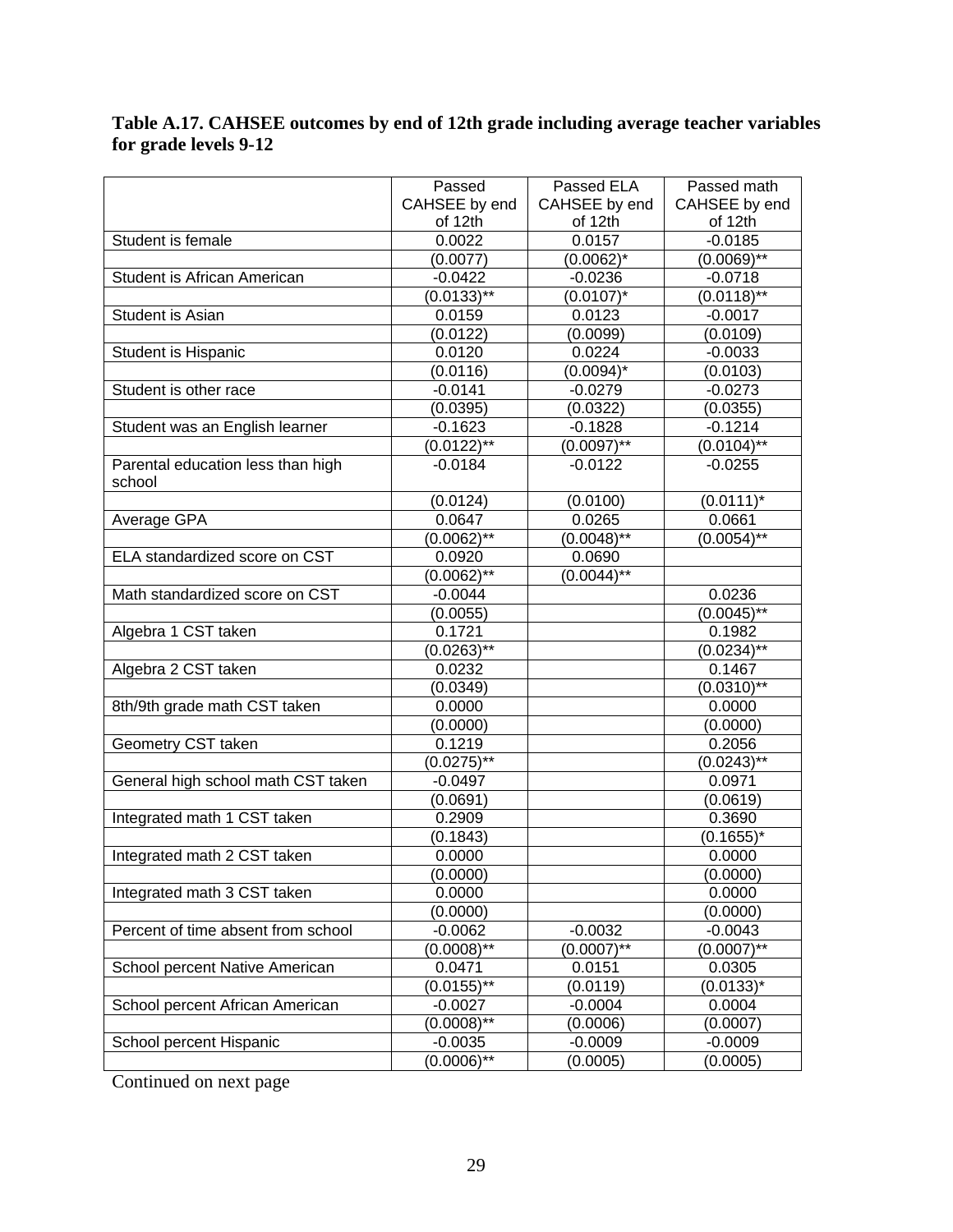**Table A.17. CAHSEE outcomes by end of 12th grade including average teacher variables for grade levels 9-12**

| | Passed CAHSEE by end of 12th | Passed ELA CAHSEE by end of 12th | Passed math CAHSEE by end of 12th |
|---|---|---|---|
| Student is female | 0.0022 | 0.0157 | -0.0185 |
| | (0.0077) | (0.0062)* | (0.0069)** |
| Student is African American | -0.0422 | -0.0236 | -0.0718 |
| | (0.0133)** | (0.0107)* | (0.0118)** |
| Student is Asian | 0.0159 | 0.0123 | -0.0017 |
| | (0.0122) | (0.0099) | (0.0109) |
| Student is Hispanic | 0.0120 | 0.0224 | -0.0033 |
| | (0.0116) | (0.0094)* | (0.0103) |
| Student is other race | -0.0141 | -0.0279 | -0.0273 |
| | (0.0395) | (0.0322) | (0.0355) |
| Student was an English learner | -0.1623 | -0.1828 | -0.1214 |
| | (0.0122)** | (0.0097)** | (0.0104)** |
| Parental education less than high school | -0.0184 | -0.0122 | -0.0255 |
| | (0.0124) | (0.0100) | (0.0111)* |
| Average GPA | 0.0647 | 0.0265 | 0.0661 |
| | (0.0062)** | (0.0048)** | (0.0054)** |
| ELA standardized score on CST | 0.0920 | 0.0690 | |
| | (0.0062)** | (0.0044)** | |
| Math standardized score on CST | -0.0044 | | 0.0236 |
| | (0.0055) | | (0.0045)** |
| Algebra 1 CST taken | 0.1721 | | 0.1982 |
| | (0.0263)** | | (0.0234)** |
| Algebra 2 CST taken | 0.0232 | | 0.1467 |
| | (0.0349) | | (0.0310)** |
| 8th/9th grade math CST taken | 0.0000 | | 0.0000 |
| | (0.0000) | | (0.0000) |
| Geometry CST taken | 0.1219 | | 0.2056 |
| | (0.0275)** | | (0.0243)** |
| General high school math CST taken | -0.0497 | | 0.0971 |
| | (0.0691) | | (0.0619) |
| Integrated math 1 CST taken | 0.2909 | | 0.3690 |
| | (0.1843) | | (0.1655)* |
| Integrated math 2 CST taken | 0.0000 | | 0.0000 |
| | (0.0000) | | (0.0000) |
| Integrated math 3 CST taken | 0.0000 | | 0.0000 |
| | (0.0000) | | (0.0000) |
| Percent of time absent from school | -0.0062 | -0.0032 | -0.0043 |
| | (0.0008)** | (0.0007)** | (0.0007)** |
| School percent Native American | 0.0471 | 0.0151 | 0.0305 |
| | (0.0155)** | (0.0119) | (0.0133)* |
| School percent African American | -0.0027 | -0.0004 | 0.0004 |
| | (0.0008)** | (0.0006) | (0.0007) |
| School percent Hispanic | -0.0035 | -0.0009 | -0.0009 |
| | (0.0006)** | (0.0005) | (0.0005) |

Continued on next page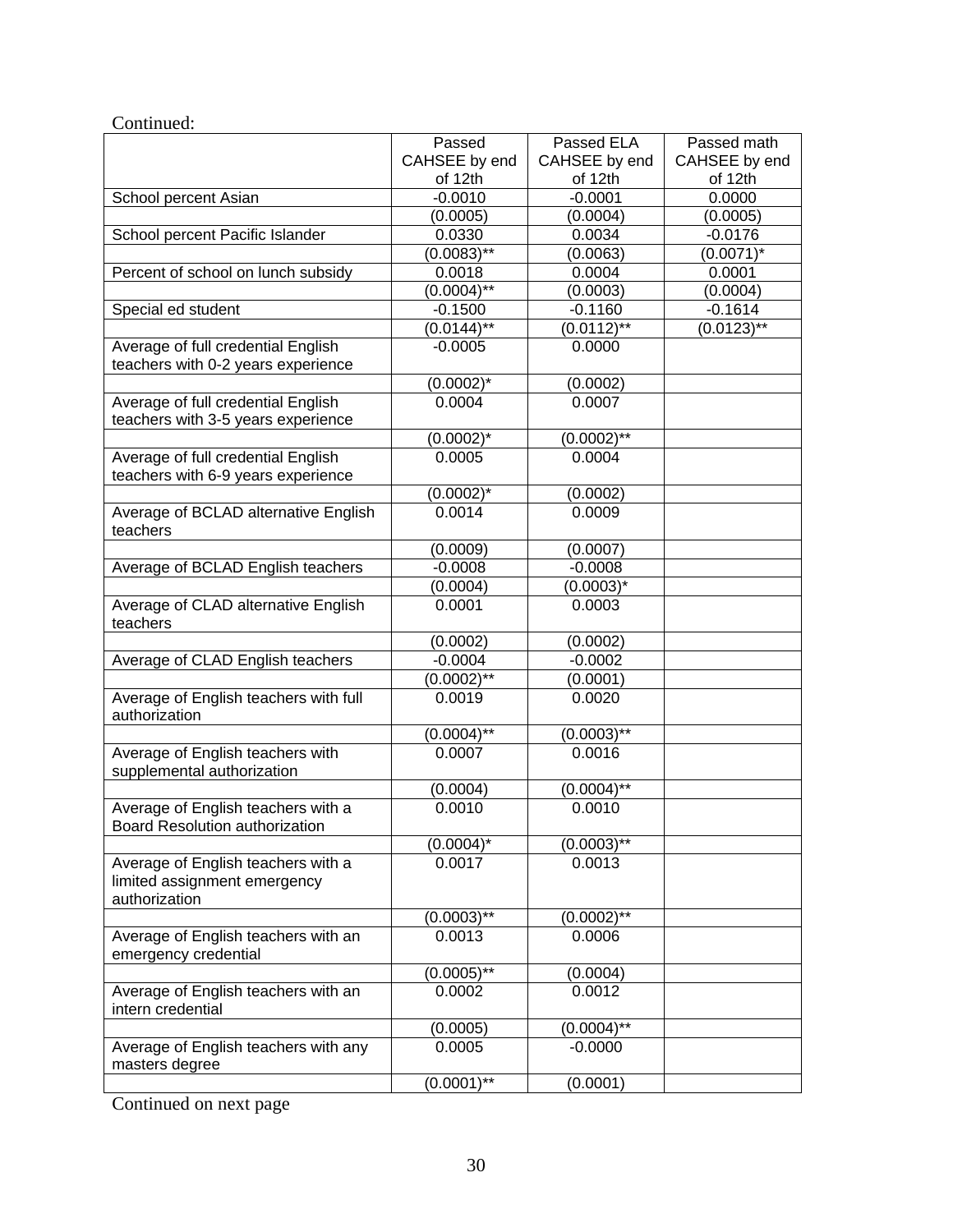Continued:

| | Passed CAHSEE by end of 12th | Passed ELA CAHSEE by end of 12th | Passed math CAHSEE by end of 12th |
|---|---|---|---|
| School percent Asian | -0.0010 | -0.0001 | 0.0000 |
| | (0.0005) | (0.0004) | (0.0005) |
| School percent Pacific Islander | 0.0330 | 0.0034 | -0.0176 |
| | (0.0083)** | (0.0063) | (0.0071)* |
| Percent of school on lunch subsidy | 0.0018 | 0.0004 | 0.0001 |
| | (0.0004)** | (0.0003) | (0.0004) |
| Special ed student | -0.1500 | -0.1160 | -0.1614 |
| | (0.0144)** | (0.0112)** | (0.0123)** |
| Average of full credential English teachers with 0-2 years experience | -0.0005 | 0.0000 | |
| | (0.0002)* | (0.0002) | |
| Average of full credential English teachers with 3-5 years experience | 0.0004 | 0.0007 | |
| | (0.0002)* | (0.0002)** | |
| Average of full credential English teachers with 6-9 years experience | 0.0005 | 0.0004 | |
| | (0.0002)* | (0.0002) | |
| Average of BCLAD alternative English teachers | 0.0014 | 0.0009 | |
| | (0.0009) | (0.0007) | |
| Average of BCLAD English teachers | -0.0008 | -0.0008 | |
| | (0.0004) | (0.0003)* | |
| Average of CLAD alternative English teachers | 0.0001 | 0.0003 | |
| | (0.0002) | (0.0002) | |
| Average of CLAD English teachers | -0.0004 | -0.0002 | |
| | (0.0002)** | (0.0001) | |
| Average of English teachers with full authorization | 0.0019 | 0.0020 | |
| | (0.0004)** | (0.0003)** | |
| Average of English teachers with supplemental authorization | 0.0007 | 0.0016 | |
| | (0.0004) | (0.0004)** | |
| Average of English teachers with a Board Resolution authorization | 0.0010 | 0.0010 | |
| | (0.0004)* | (0.0003)** | |
| Average of English teachers with a limited assignment emergency authorization | 0.0017 | 0.0013 | |
| | (0.0003)** | (0.0002)** | |
| Average of English teachers with an emergency credential | 0.0013 | 0.0006 | |
| | (0.0005)** | (0.0004) | |
| Average of English teachers with an intern credential | 0.0002 | 0.0012 | |
| | (0.0005) | (0.0004)** | |
| Average of English teachers with any masters degree | 0.0005 | -0.0000 | |
| | (0.0001)** | (0.0001) | |

Continued on next page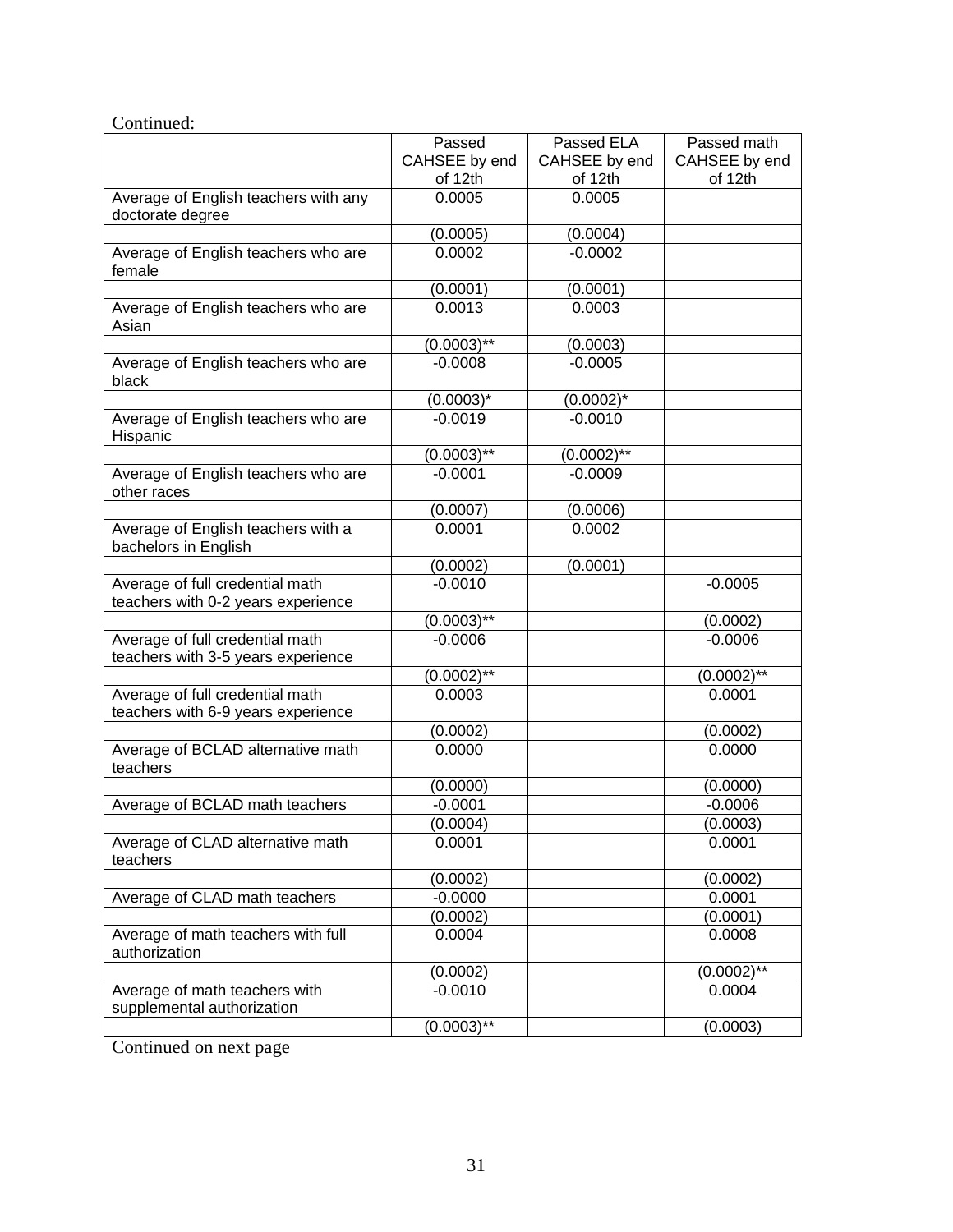Continued:

| | Passed CAHSEE by end of 12th | Passed ELA CAHSEE by end of 12th | Passed math CAHSEE by end of 12th |
|---|---|---|---|
| Average of English teachers with any doctorate degree | 0.0005 | 0.0005 | |
| | (0.0005) | (0.0004) | |
| Average of English teachers who are female | 0.0002 | -0.0002 | |
| | (0.0001) | (0.0001) | |
| Average of English teachers who are Asian | 0.0013 | 0.0003 | |
| | (0.0003)** | (0.0003) | |
| Average of English teachers who are black | -0.0008 | -0.0005 | |
| | (0.0003)* | (0.0002)* | |
| Average of English teachers who are Hispanic | -0.0019 | -0.0010 | |
| | (0.0003)** | (0.0002)** | |
| Average of English teachers who are other races | -0.0001 | -0.0009 | |
| | (0.0007) | (0.0006) | |
| Average of English teachers with a bachelors in English | 0.0001 | 0.0002 | |
| | (0.0002) | (0.0001) | |
| Average of full credential math teachers with 0-2 years experience | -0.0010 | | -0.0005 |
| | (0.0003)** | | (0.0002) |
| Average of full credential math teachers with 3-5 years experience | -0.0006 | | -0.0006 |
| | (0.0002)** | | (0.0002)** |
| Average of full credential math teachers with 6-9 years experience | 0.0003 | | 0.0001 |
| | (0.0002) | | (0.0002) |
| Average of BCLAD alternative math teachers | 0.0000 | | 0.0000 |
| | (0.0000) | | (0.0000) |
| Average of BCLAD math teachers | -0.0001 | | -0.0006 |
| | (0.0004) | | (0.0003) |
| Average of CLAD alternative math teachers | 0.0001 | | 0.0001 |
| | (0.0002) | | (0.0002) |
| Average of CLAD math teachers | -0.0000 | | 0.0001 |
| | (0.0002) | | (0.0001) |
| Average of math teachers with full authorization | 0.0004 | | 0.0008 |
| | (0.0002) | | (0.0002)** |
| Average of math teachers with supplemental authorization | -0.0010 | | 0.0004 |
| | (0.0003)** | | (0.0003) |

Continued on next page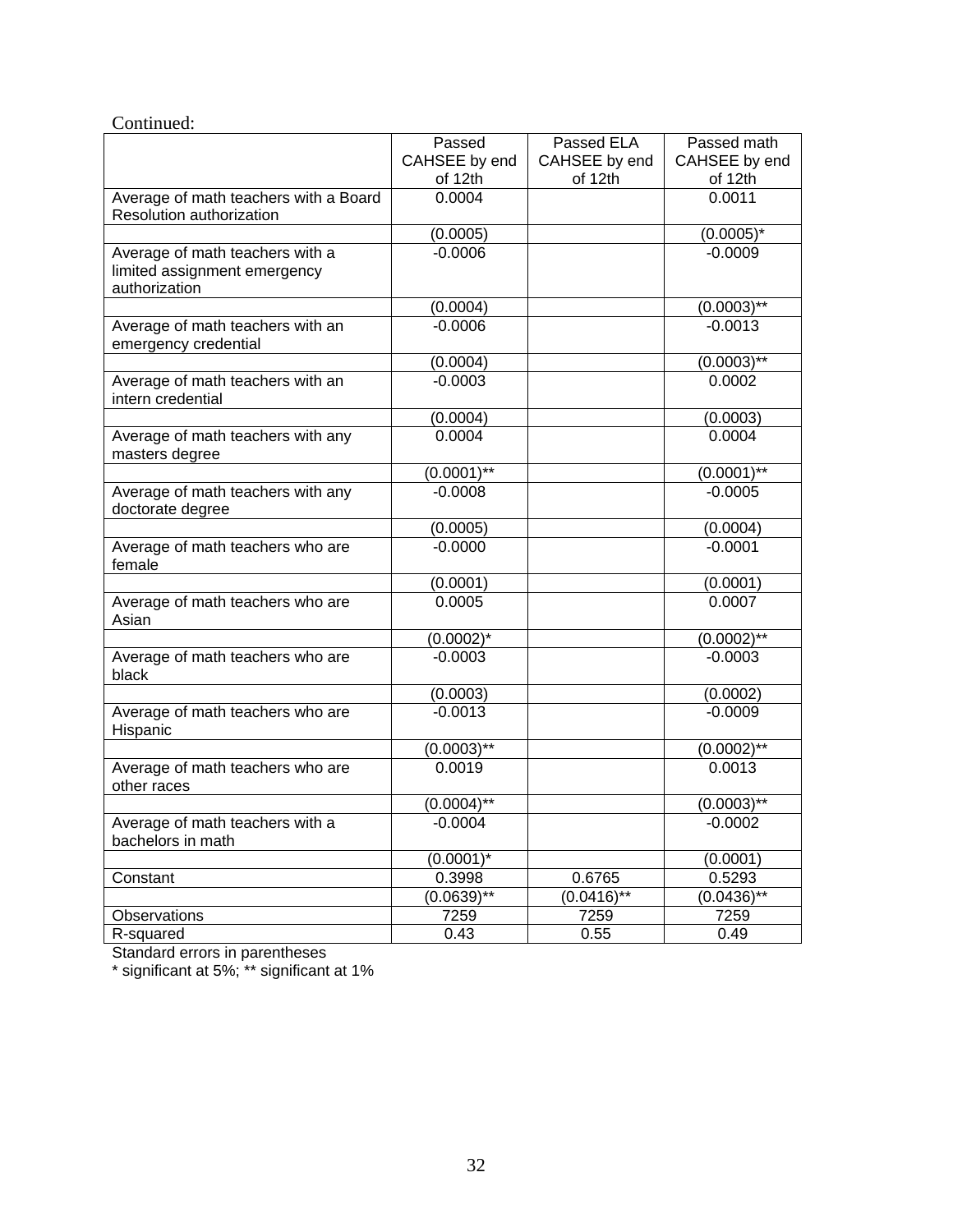Continued:

| | Passed CAHSEE by end of 12th | Passed ELA CAHSEE by end of 12th | Passed math CAHSEE by end of 12th |
|---|---|---|---|
| Average of math teachers with a Board Resolution authorization | 0.0004 | | 0.0011 |
| | (0.0005) | | (0.0005)* |
| Average of math teachers with a limited assignment emergency authorization | -0.0006 | | -0.0009 |
| | (0.0004) | | (0.0003)** |
| Average of math teachers with an emergency credential | -0.0006 | | -0.0013 |
| | (0.0004) | | (0.0003)** |
| Average of math teachers with an intern credential | -0.0003 | | 0.0002 |
| | (0.0004) | | (0.0003) |
| Average of math teachers with any masters degree | 0.0004 | | 0.0004 |
| | (0.0001)** | | (0.0001)** |
| Average of math teachers with any doctorate degree | -0.0008 | | -0.0005 |
| | (0.0005) | | (0.0004) |
| Average of math teachers who are female | -0.0000 | | -0.0001 |
| | (0.0001) | | (0.0001) |
| Average of math teachers who are Asian | 0.0005 | | 0.0007 |
| | (0.0002)* | | (0.0002)** |
| Average of math teachers who are black | -0.0003 | | -0.0003 |
| | (0.0003) | | (0.0002) |
| Average of math teachers who are Hispanic | -0.0013 | | -0.0009 |
| | (0.0003)** | | (0.0002)** |
| Average of math teachers who are other races | 0.0019 | | 0.0013 |
| | (0.0004)** | | (0.0003)** |
| Average of math teachers with a bachelors in math | -0.0004 | | -0.0002 |
| | (0.0001)* | | (0.0001) |
| Constant | 0.3998 | 0.6765 | 0.5293 |
| | (0.0639)** | (0.0416)** | (0.0436)** |
| Observations | 7259 | 7259 | 7259 |
| R-squared | 0.43 | 0.55 | 0.49 |

Standard errors in parentheses

* significant at 5%; ** significant at 1%